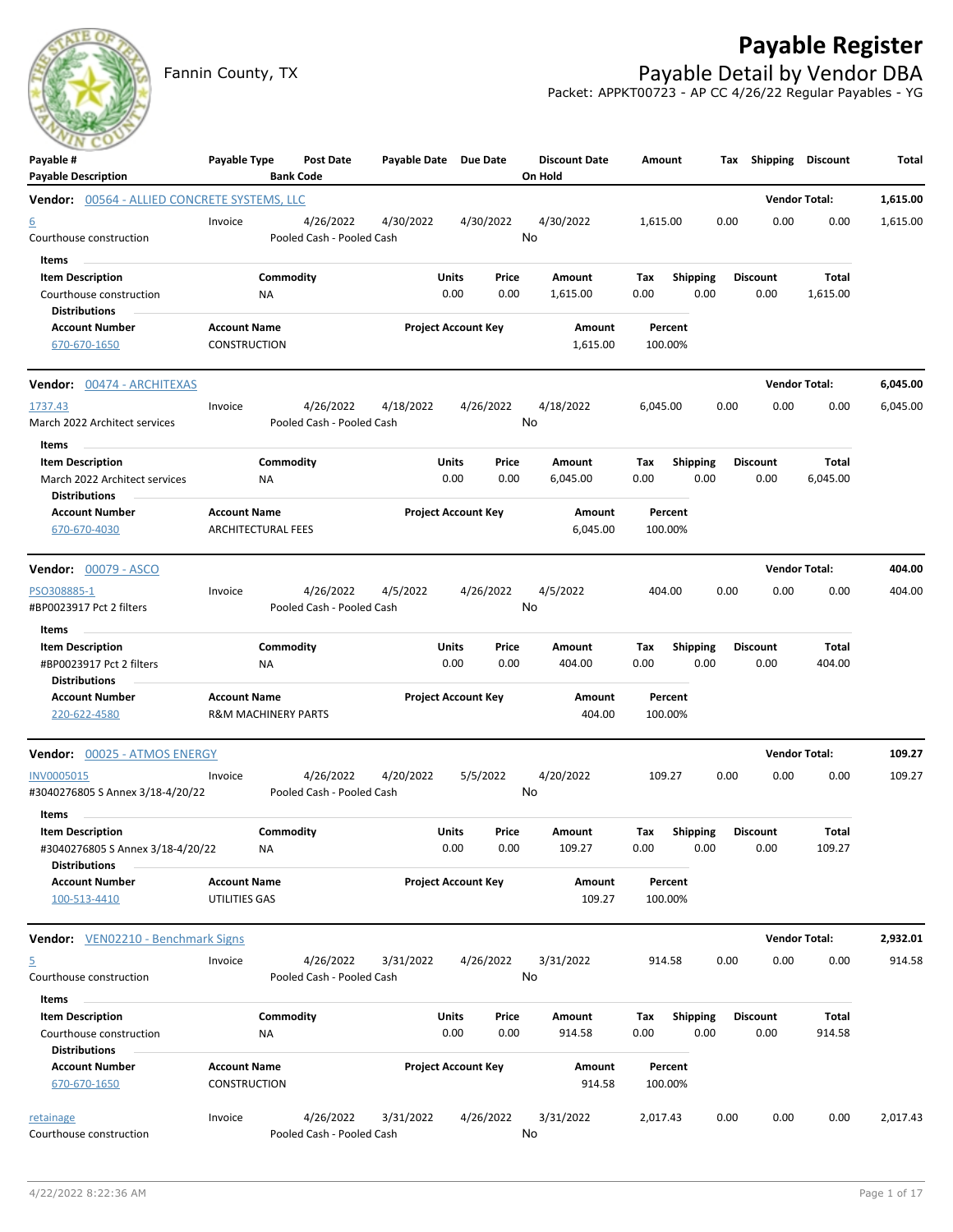# Payable Register

Fannin County, TX

## Payable Detail by Vendor DBA

Packet: APPKT00723 - AP CC 4/26/22 Regular Payables - YG

| Payable # / Payable Description | Payable Type | Post Date / Bank Code | Payable Date | Due Date | Discount Date / On Hold | Amount | Tax | Shipping | Discount | Total |
|---|---|---|---|---|---|---|---|---|---|---|

**Vendor: 00564 - ALLIED CONCRETE SYSTEMS, LLC** — Vendor Total: **1,615.00**

| Payable # / Payable Description | Payable Type | Post Date / Bank Code | Payable Date | Due Date | Discount Date / On Hold | Amount | Tax | Shipping | Discount | Total |
|---|---|---|---|---|---|---|---|---|---|---|
| 6 / Courthouse construction | Invoice | 4/26/2022 / Pooled Cash - Pooled Cash | 4/30/2022 | 4/30/2022 | 4/30/2022 / No | 1,615.00 | 0.00 | 0.00 | 0.00 | 1,615.00 |

Items

| Item Description | Commodity | Units | Price | Amount | Tax | Shipping | Discount | Total |
|---|---|---|---|---|---|---|---|---|
| Courthouse construction | NA | 0.00 | 0.00 | 1,615.00 | 0.00 | 0.00 | 0.00 | 1,615.00 |

Distributions

| Account Number | Account Name | Project Account Key | Amount | Percent |
|---|---|---|---|---|
| 670-670-1650 | CONSTRUCTION | | 1,615.00 | 100.00% |

**Vendor: 00474 - ARCHITEXAS** — Vendor Total: **6,045.00**

| Payable # / Payable Description | Payable Type | Post Date / Bank Code | Payable Date | Due Date | Discount Date / On Hold | Amount | Tax | Shipping | Discount | Total |
|---|---|---|---|---|---|---|---|---|---|---|
| 1737.43 / March 2022 Architect services | Invoice | 4/26/2022 / Pooled Cash - Pooled Cash | 4/18/2022 | 4/26/2022 | 4/18/2022 / No | 6,045.00 | 0.00 | 0.00 | 0.00 | 6,045.00 |

Items

| Item Description | Commodity | Units | Price | Amount | Tax | Shipping | Discount | Total |
|---|---|---|---|---|---|---|---|---|
| March 2022 Architect services | NA | 0.00 | 0.00 | 6,045.00 | 0.00 | 0.00 | 0.00 | 6,045.00 |

Distributions

| Account Number | Account Name | Project Account Key | Amount | Percent |
|---|---|---|---|---|
| 670-670-4030 | ARCHITECTURAL FEES | | 6,045.00 | 100.00% |

**Vendor: 00079 - ASCO** — Vendor Total: **404.00**

| Payable # / Payable Description | Payable Type | Post Date / Bank Code | Payable Date | Due Date | Discount Date / On Hold | Amount | Tax | Shipping | Discount | Total |
|---|---|---|---|---|---|---|---|---|---|---|
| PSO308885-1 / #BP0023917 Pct 2 filters | Invoice | 4/26/2022 / Pooled Cash - Pooled Cash | 4/5/2022 | 4/26/2022 | 4/5/2022 / No | 404.00 | 0.00 | 0.00 | 0.00 | 404.00 |

Items

| Item Description | Commodity | Units | Price | Amount | Tax | Shipping | Discount | Total |
|---|---|---|---|---|---|---|---|---|
| #BP0023917 Pct 2 filters | NA | 0.00 | 0.00 | 404.00 | 0.00 | 0.00 | 0.00 | 404.00 |

Distributions

| Account Number | Account Name | Project Account Key | Amount | Percent |
|---|---|---|---|---|
| 220-622-4580 | R&M MACHINERY PARTS | | 404.00 | 100.00% |

**Vendor: 00025 - ATMOS ENERGY** — Vendor Total: **109.27**

| Payable # / Payable Description | Payable Type | Post Date / Bank Code | Payable Date | Due Date | Discount Date / On Hold | Amount | Tax | Shipping | Discount | Total |
|---|---|---|---|---|---|---|---|---|---|---|
| INV0005015 / #3040276805 S Annex 3/18-4/20/22 | Invoice | 4/26/2022 / Pooled Cash - Pooled Cash | 4/20/2022 | 5/5/2022 | 4/20/2022 / No | 109.27 | 0.00 | 0.00 | 0.00 | 109.27 |

Items

| Item Description | Commodity | Units | Price | Amount | Tax | Shipping | Discount | Total |
|---|---|---|---|---|---|---|---|---|
| #3040276805 S Annex 3/18-4/20/22 | NA | 0.00 | 0.00 | 109.27 | 0.00 | 0.00 | 0.00 | 109.27 |

Distributions

| Account Number | Account Name | Project Account Key | Amount | Percent |
|---|---|---|---|---|
| 100-513-4410 | UTILITIES GAS | | 109.27 | 100.00% |

**Vendor: VEN02210 - Benchmark Signs** — Vendor Total: **2,932.01**

| Payable # / Payable Description | Payable Type | Post Date / Bank Code | Payable Date | Due Date | Discount Date / On Hold | Amount | Tax | Shipping | Discount | Total |
|---|---|---|---|---|---|---|---|---|---|---|
| 5 / Courthouse construction | Invoice | 4/26/2022 / Pooled Cash - Pooled Cash | 3/31/2022 | 4/26/2022 | 3/31/2022 / No | 914.58 | 0.00 | 0.00 | 0.00 | 914.58 |

Items

| Item Description | Commodity | Units | Price | Amount | Tax | Shipping | Discount | Total |
|---|---|---|---|---|---|---|---|---|
| Courthouse construction | NA | 0.00 | 0.00 | 914.58 | 0.00 | 0.00 | 0.00 | 914.58 |

Distributions

| Account Number | Account Name | Project Account Key | Amount | Percent |
|---|---|---|---|---|
| 670-670-1650 | CONSTRUCTION | | 914.58 | 100.00% |

| Payable # / Payable Description | Payable Type | Post Date / Bank Code | Payable Date | Due Date | Discount Date / On Hold | Amount | Tax | Shipping | Discount | Total |
|---|---|---|---|---|---|---|---|---|---|---|
| retainage / Courthouse construction | Invoice | 4/26/2022 / Pooled Cash - Pooled Cash | 3/31/2022 | 4/26/2022 | 3/31/2022 / No | 2,017.43 | 0.00 | 0.00 | 0.00 | 2,017.43 |

4/22/2022 8:22:36 AM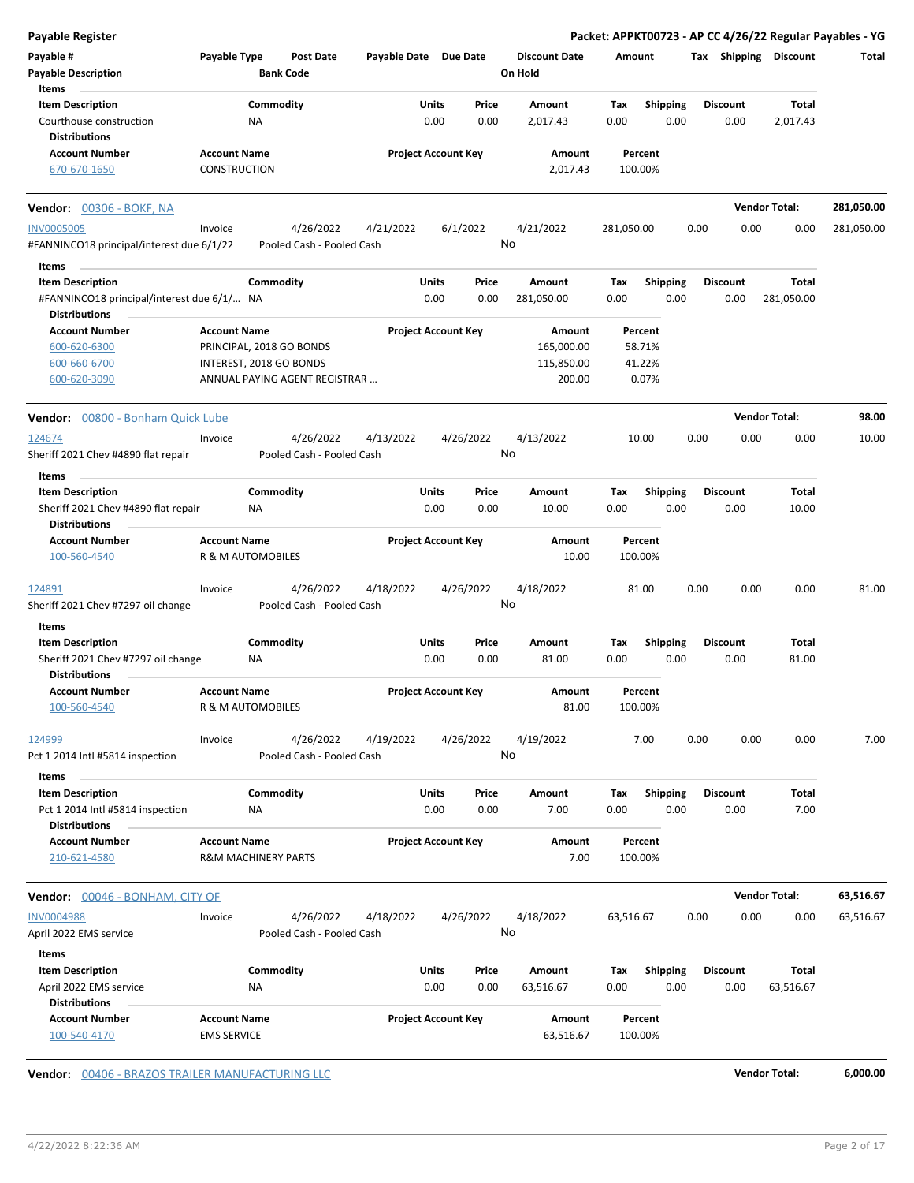**Payable Register** — **Packet: APPKT00723 - AP CC 4/26/22 Regular Payables - YG**

| Payable # / Payable Description | Payable Type | Post Date / Bank Code | Payable Date | Due Date | Discount Date / On Hold | Amount | Tax | Shipping | Discount | Total |
|---|---|---|---|---|---|---|---|---|---|---|

**Items**

| Item Description | Commodity | Units | Price | Amount | Tax | Shipping | Discount | Total |
|---|---|---|---|---|---|---|---|---|
| Courthouse construction | NA | 0.00 | 0.00 | 2,017.43 | 0.00 | 0.00 | 0.00 | 2,017.43 |

**Distributions**

| Account Number | Account Name | Project Account Key | Amount | Percent |
|---|---|---|---|---|
| 670-670-1650 | CONSTRUCTION | | 2,017.43 | 100.00% |

**Vendor: 00306 - BOKF, NA** — **Vendor Total: 281,050.00**

| Payable # | Payable Type | Post Date | Payable Date | Due Date | Discount Date | Amount | Tax | Shipping | Discount | Total |
|---|---|---|---|---|---|---|---|---|---|---|
| INV0005005 | Invoice | 4/26/2022 | 4/21/2022 | 6/1/2022 | 4/21/2022 | 281,050.00 | 0.00 | 0.00 | 0.00 | 281,050.00 |
| #FANNINCO18 principal/interest due 6/1/22 | | Pooled Cash - Pooled Cash | | | No | | | | | |

**Items**

| Item Description | Commodity | Units | Price | Amount | Tax | Shipping | Discount | Total |
|---|---|---|---|---|---|---|---|---|
| #FANNINCO18 principal/interest due 6/1/... | NA | 0.00 | 0.00 | 281,050.00 | 0.00 | 0.00 | 0.00 | 281,050.00 |

**Distributions**

| Account Number | Account Name | Project Account Key | Amount | Percent |
|---|---|---|---|---|
| 600-620-6300 | PRINCIPAL, 2018 GO BONDS | | 165,000.00 | 58.71% |
| 600-660-6700 | INTEREST, 2018 GO BONDS | | 115,850.00 | 41.22% |
| 600-620-3090 | ANNUAL PAYING AGENT REGISTRAR ... | | 200.00 | 0.07% |

**Vendor: 00800 - Bonham Quick Lube** — **Vendor Total: 98.00**

| Payable # | Payable Type | Post Date | Payable Date | Due Date | Discount Date | Amount | Tax | Shipping | Discount | Total |
|---|---|---|---|---|---|---|---|---|---|---|
| 124674 | Invoice | 4/26/2022 | 4/13/2022 | 4/26/2022 | 4/13/2022 | 10.00 | 0.00 | 0.00 | 0.00 | 10.00 |
| Sheriff 2021 Chev #4890 flat repair | | Pooled Cash - Pooled Cash | | | No | | | | | |

**Items**

| Item Description | Commodity | Units | Price | Amount | Tax | Shipping | Discount | Total |
|---|---|---|---|---|---|---|---|---|
| Sheriff 2021 Chev #4890 flat repair | NA | 0.00 | 0.00 | 10.00 | 0.00 | 0.00 | 0.00 | 10.00 |

**Distributions**

| Account Number | Account Name | Project Account Key | Amount | Percent |
|---|---|---|---|---|
| 100-560-4540 | R & M AUTOMOBILES | | 10.00 | 100.00% |

| Payable # | Payable Type | Post Date | Payable Date | Due Date | Discount Date | Amount | Tax | Shipping | Discount | Total |
|---|---|---|---|---|---|---|---|---|---|---|
| 124891 | Invoice | 4/26/2022 | 4/18/2022 | 4/26/2022 | 4/18/2022 | 81.00 | 0.00 | 0.00 | 0.00 | 81.00 |
| Sheriff 2021 Chev #7297 oil change | | Pooled Cash - Pooled Cash | | | No | | | | | |

**Items**

| Item Description | Commodity | Units | Price | Amount | Tax | Shipping | Discount | Total |
|---|---|---|---|---|---|---|---|---|
| Sheriff 2021 Chev #7297 oil change | NA | 0.00 | 0.00 | 81.00 | 0.00 | 0.00 | 0.00 | 81.00 |

**Distributions**

| Account Number | Account Name | Project Account Key | Amount | Percent |
|---|---|---|---|---|
| 100-560-4540 | R & M AUTOMOBILES | | 81.00 | 100.00% |

| Payable # | Payable Type | Post Date | Payable Date | Due Date | Discount Date | Amount | Tax | Shipping | Discount | Total |
|---|---|---|---|---|---|---|---|---|---|---|
| 124999 | Invoice | 4/26/2022 | 4/19/2022 | 4/26/2022 | 4/19/2022 | 7.00 | 0.00 | 0.00 | 0.00 | 7.00 |
| Pct 1 2014 Intl #5814 inspection | | Pooled Cash - Pooled Cash | | | No | | | | | |

**Items**

| Item Description | Commodity | Units | Price | Amount | Tax | Shipping | Discount | Total |
|---|---|---|---|---|---|---|---|---|
| Pct 1 2014 Intl #5814 inspection | NA | 0.00 | 0.00 | 7.00 | 0.00 | 0.00 | 0.00 | 7.00 |

**Distributions**

| Account Number | Account Name | Project Account Key | Amount | Percent |
|---|---|---|---|---|
| 210-621-4580 | R&M MACHINERY PARTS | | 7.00 | 100.00% |

**Vendor: 00046 - BONHAM, CITY OF** — **Vendor Total: 63,516.67**

| Payable # | Payable Type | Post Date | Payable Date | Due Date | Discount Date | Amount | Tax | Shipping | Discount | Total |
|---|---|---|---|---|---|---|---|---|---|---|
| INV0004988 | Invoice | 4/26/2022 | 4/18/2022 | 4/26/2022 | 4/18/2022 | 63,516.67 | 0.00 | 0.00 | 0.00 | 63,516.67 |
| April 2022 EMS service | | Pooled Cash - Pooled Cash | | | No | | | | | |

**Items**

| Item Description | Commodity | Units | Price | Amount | Tax | Shipping | Discount | Total |
|---|---|---|---|---|---|---|---|---|
| April 2022 EMS service | NA | 0.00 | 0.00 | 63,516.67 | 0.00 | 0.00 | 0.00 | 63,516.67 |

**Distributions**

| Account Number | Account Name | Project Account Key | Amount | Percent |
|---|---|---|---|---|
| 100-540-4170 | EMS SERVICE | | 63,516.67 | 100.00% |

**Vendor: 00406 - BRAZOS TRAILER MANUFACTURING LLC** — **Vendor Total: 6,000.00**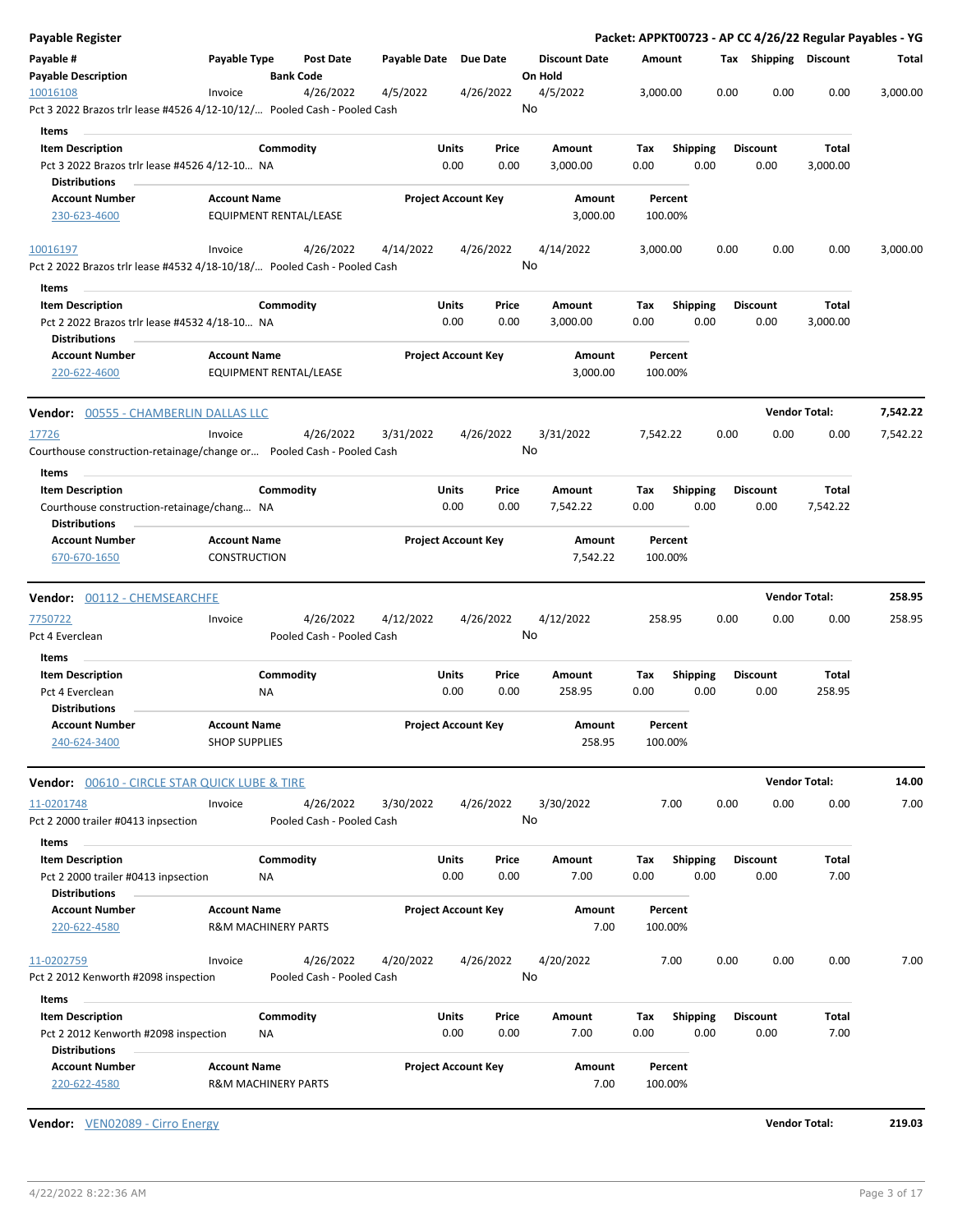**Payable Register** — **Packet: APPKT00723 - AP CC 4/26/22 Regular Payables - YG**

| Payable # | Payable Type | Post Date | Payable Date | Due Date | Discount Date | Amount | Tax | Shipping | Discount | Total |
|---|---|---|---|---|---|---|---|---|---|---|
| **Payable Description** | | **Bank Code** | | | **On Hold** | | | | | |
| 10016108 | Invoice | 4/26/2022 | 4/5/2022 | 4/26/2022 | 4/5/2022 | 3,000.00 | 0.00 | 0.00 | 0.00 | 3,000.00 |
| Pct 3 2022 Brazos trlr lease #4526 4/12-10/12/... | | Pooled Cash - Pooled Cash | | | No | | | | | |

**Items**

| Item Description | Commodity | Units | Price | Amount | Tax | Shipping | Discount | Total |
|---|---|---|---|---|---|---|---|---|
| Pct 3 2022 Brazos trlr lease #4526 4/12-10... | NA | 0.00 | 0.00 | 3,000.00 | 0.00 | 0.00 | 0.00 | 3,000.00 |

**Distributions**

| Account Number | Account Name | Project Account Key | Amount | Percent |
|---|---|---|---|---|
| 230-623-4600 | EQUIPMENT RENTAL/LEASE | | 3,000.00 | 100.00% |

| Payable # | Payable Type | Post Date | Payable Date | Due Date | Discount Date | Amount | Tax | Shipping | Discount | Total |
|---|---|---|---|---|---|---|---|---|---|---|
| 10016197 | Invoice | 4/26/2022 | 4/14/2022 | 4/26/2022 | 4/14/2022 | 3,000.00 | 0.00 | 0.00 | 0.00 | 3,000.00 |
| Pct 2 2022 Brazos trlr lease #4532 4/18-10/18/... | | Pooled Cash - Pooled Cash | | | No | | | | | |

**Items**

| Item Description | Commodity | Units | Price | Amount | Tax | Shipping | Discount | Total |
|---|---|---|---|---|---|---|---|---|
| Pct 2 2022 Brazos trlr lease #4532 4/18-10... | NA | 0.00 | 0.00 | 3,000.00 | 0.00 | 0.00 | 0.00 | 3,000.00 |

**Distributions**

| Account Number | Account Name | Project Account Key | Amount | Percent |
|---|---|---|---|---|
| 220-622-4600 | EQUIPMENT RENTAL/LEASE | | 3,000.00 | 100.00% |

**Vendor:** 00555 - CHAMBERLIN DALLAS LLC — **Vendor Total: 7,542.22**

| Payable # | Payable Type | Post Date | Payable Date | Due Date | Discount Date | Amount | Tax | Shipping | Discount | Total |
|---|---|---|---|---|---|---|---|---|---|---|
| 17726 | Invoice | 4/26/2022 | 3/31/2022 | 4/26/2022 | 3/31/2022 | 7,542.22 | 0.00 | 0.00 | 0.00 | 7,542.22 |
| Courthouse construction-retainage/change or... | | Pooled Cash - Pooled Cash | | | No | | | | | |

**Items**

| Item Description | Commodity | Units | Price | Amount | Tax | Shipping | Discount | Total |
|---|---|---|---|---|---|---|---|---|
| Courthouse construction-retainage/chang... | NA | 0.00 | 0.00 | 7,542.22 | 0.00 | 0.00 | 0.00 | 7,542.22 |

**Distributions**

| Account Number | Account Name | Project Account Key | Amount | Percent |
|---|---|---|---|---|
| 670-670-1650 | CONSTRUCTION | | 7,542.22 | 100.00% |

**Vendor:** 00112 - CHEMSEARCHFE — **Vendor Total: 258.95**

| Payable # | Payable Type | Post Date | Payable Date | Due Date | Discount Date | Amount | Tax | Shipping | Discount | Total |
|---|---|---|---|---|---|---|---|---|---|---|
| 7750722 | Invoice | 4/26/2022 | 4/12/2022 | 4/26/2022 | 4/12/2022 | 258.95 | 0.00 | 0.00 | 0.00 | 258.95 |
| Pct 4 Everclean | | Pooled Cash - Pooled Cash | | | No | | | | | |

**Items**

| Item Description | Commodity | Units | Price | Amount | Tax | Shipping | Discount | Total |
|---|---|---|---|---|---|---|---|---|
| Pct 4 Everclean | NA | 0.00 | 0.00 | 258.95 | 0.00 | 0.00 | 0.00 | 258.95 |

**Distributions**

| Account Number | Account Name | Project Account Key | Amount | Percent |
|---|---|---|---|---|
| 240-624-3400 | SHOP SUPPLIES | | 258.95 | 100.00% |

**Vendor:** 00610 - CIRCLE STAR QUICK LUBE & TIRE — **Vendor Total: 14.00**

| Payable # | Payable Type | Post Date | Payable Date | Due Date | Discount Date | Amount | Tax | Shipping | Discount | Total |
|---|---|---|---|---|---|---|---|---|---|---|
| 11-0201748 | Invoice | 4/26/2022 | 3/30/2022 | 4/26/2022 | 3/30/2022 | 7.00 | 0.00 | 0.00 | 0.00 | 7.00 |
| Pct 2 2000 trailer #0413 inpsection | | Pooled Cash - Pooled Cash | | | No | | | | | |

**Items**

| Item Description | Commodity | Units | Price | Amount | Tax | Shipping | Discount | Total |
|---|---|---|---|---|---|---|---|---|
| Pct 2 2000 trailer #0413 inpsection | NA | 0.00 | 0.00 | 7.00 | 0.00 | 0.00 | 0.00 | 7.00 |

**Distributions**

| Account Number | Account Name | Project Account Key | Amount | Percent |
|---|---|---|---|---|
| 220-622-4580 | R&M MACHINERY PARTS | | 7.00 | 100.00% |

| Payable # | Payable Type | Post Date | Payable Date | Due Date | Discount Date | Amount | Tax | Shipping | Discount | Total |
|---|---|---|---|---|---|---|---|---|---|---|
| 11-0202759 | Invoice | 4/26/2022 | 4/20/2022 | 4/26/2022 | 4/20/2022 | 7.00 | 0.00 | 0.00 | 0.00 | 7.00 |
| Pct 2 2012 Kenworth #2098 inspection | | Pooled Cash - Pooled Cash | | | No | | | | | |

**Items**

| Item Description | Commodity | Units | Price | Amount | Tax | Shipping | Discount | Total |
|---|---|---|---|---|---|---|---|---|
| Pct 2 2012 Kenworth #2098 inspection | NA | 0.00 | 0.00 | 7.00 | 0.00 | 0.00 | 0.00 | 7.00 |

**Distributions**

| Account Number | Account Name | Project Account Key | Amount | Percent |
|---|---|---|---|---|
| 220-622-4580 | R&M MACHINERY PARTS | | 7.00 | 100.00% |

**Vendor:** VEN02089 - Cirro Energy — **Vendor Total: 219.03**

4/22/2022 8:22:36 AM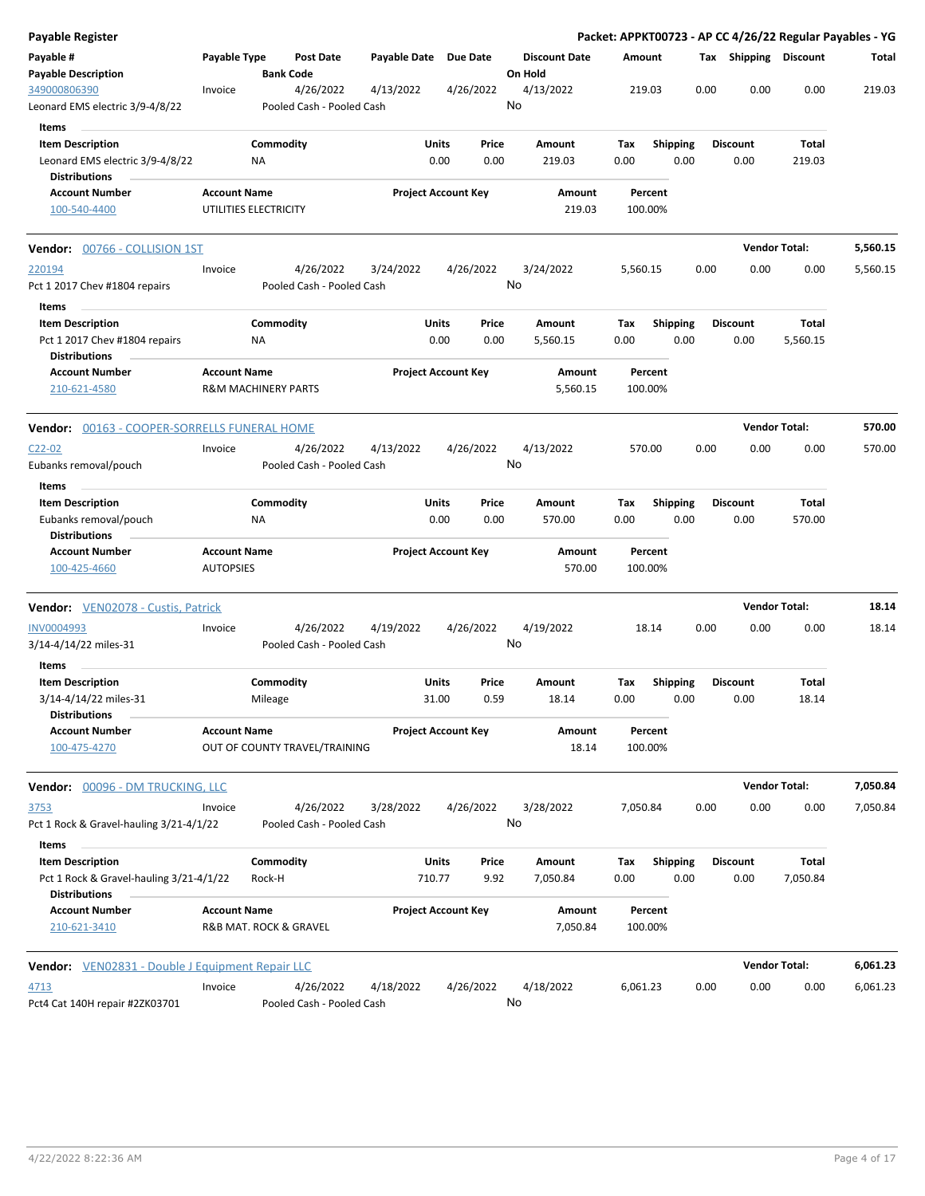**Payable Register** | **Packet: APPKT00723 - AP CC 4/26/22 Regular Payables - YG**

| Payable # | Payable Type | Post Date | Payable Date | Due Date | Discount Date | Amount | Tax | Shipping | Discount | Total |
|---|---|---|---|---|---|---|---|---|---|---|
| **Payable Description** | | **Bank Code** | | | **On Hold** | | | | | |
| 349000806390 | Invoice | 4/26/2022 | 4/13/2022 | 4/26/2022 | 4/13/2022 | 219.03 | 0.00 | 0.00 | 0.00 | 219.03 |
| Leonard EMS electric 3/9-4/8/22 | | Pooled Cash - Pooled Cash | | | No | | | | | |

**Items**

| Item Description | Commodity | Units | Price | Amount | Tax | Shipping | Discount | Total |
|---|---|---|---|---|---|---|---|---|
| Leonard EMS electric 3/9-4/8/22 | NA | 0.00 | 0.00 | 219.03 | 0.00 | 0.00 | 0.00 | 219.03 |

**Distributions**

| Account Number | Account Name | Project Account Key | Amount | Percent |
|---|---|---|---|---|
| 100-540-4400 | UTILITIES ELECTRICITY | | 219.03 | 100.00% |

**Vendor: 00766 - COLLISION 1ST** — **Vendor Total: 5,560.15**

| Payable # | Payable Type | Post Date | Payable Date | Due Date | Discount Date | Amount | Tax | Shipping | Discount | Total |
|---|---|---|---|---|---|---|---|---|---|---|
| 220194 | Invoice | 4/26/2022 | 3/24/2022 | 4/26/2022 | 3/24/2022 | 5,560.15 | 0.00 | 0.00 | 0.00 | 5,560.15 |
| Pct 1 2017 Chev #1804 repairs | | Pooled Cash - Pooled Cash | | | No | | | | | |

**Items**

| Item Description | Commodity | Units | Price | Amount | Tax | Shipping | Discount | Total |
|---|---|---|---|---|---|---|---|---|
| Pct 1 2017 Chev #1804 repairs | NA | 0.00 | 0.00 | 5,560.15 | 0.00 | 0.00 | 0.00 | 5,560.15 |

**Distributions**

| Account Number | Account Name | Project Account Key | Amount | Percent |
|---|---|---|---|---|
| 210-621-4580 | R&M MACHINERY PARTS | | 5,560.15 | 100.00% |

**Vendor: 00163 - COOPER-SORRELLS FUNERAL HOME** — **Vendor Total: 570.00**

| Payable # | Payable Type | Post Date | Payable Date | Due Date | Discount Date | Amount | Tax | Shipping | Discount | Total |
|---|---|---|---|---|---|---|---|---|---|---|
| C22-02 | Invoice | 4/26/2022 | 4/13/2022 | 4/26/2022 | 4/13/2022 | 570.00 | 0.00 | 0.00 | 0.00 | 570.00 |
| Eubanks removal/pouch | | Pooled Cash - Pooled Cash | | | No | | | | | |

**Items**

| Item Description | Commodity | Units | Price | Amount | Tax | Shipping | Discount | Total |
|---|---|---|---|---|---|---|---|---|
| Eubanks removal/pouch | NA | 0.00 | 0.00 | 570.00 | 0.00 | 0.00 | 0.00 | 570.00 |

**Distributions**

| Account Number | Account Name | Project Account Key | Amount | Percent |
|---|---|---|---|---|
| 100-425-4660 | AUTOPSIES | | 570.00 | 100.00% |

**Vendor: VEN02078 - Custis, Patrick** — **Vendor Total: 18.14**

| Payable # | Payable Type | Post Date | Payable Date | Due Date | Discount Date | Amount | Tax | Shipping | Discount | Total |
|---|---|---|---|---|---|---|---|---|---|---|
| INV0004993 | Invoice | 4/26/2022 | 4/19/2022 | 4/26/2022 | 4/19/2022 | 18.14 | 0.00 | 0.00 | 0.00 | 18.14 |
| 3/14-4/14/22 miles-31 | | Pooled Cash - Pooled Cash | | | No | | | | | |

**Items**

| Item Description | Commodity | Units | Price | Amount | Tax | Shipping | Discount | Total |
|---|---|---|---|---|---|---|---|---|
| 3/14-4/14/22 miles-31 | Mileage | 31.00 | 0.59 | 18.14 | 0.00 | 0.00 | 0.00 | 18.14 |

**Distributions**

| Account Number | Account Name | Project Account Key | Amount | Percent |
|---|---|---|---|---|
| 100-475-4270 | OUT OF COUNTY TRAVEL/TRAINING | | 18.14 | 100.00% |

**Vendor: 00096 - DM TRUCKING, LLC** — **Vendor Total: 7,050.84**

| Payable # | Payable Type | Post Date | Payable Date | Due Date | Discount Date | Amount | Tax | Shipping | Discount | Total |
|---|---|---|---|---|---|---|---|---|---|---|
| 3753 | Invoice | 4/26/2022 | 3/28/2022 | 4/26/2022 | 3/28/2022 | 7,050.84 | 0.00 | 0.00 | 0.00 | 7,050.84 |
| Pct 1 Rock & Gravel-hauling 3/21-4/1/22 | | Pooled Cash - Pooled Cash | | | No | | | | | |

**Items**

| Item Description | Commodity | Units | Price | Amount | Tax | Shipping | Discount | Total |
|---|---|---|---|---|---|---|---|---|
| Pct 1 Rock & Gravel-hauling 3/21-4/1/22 | Rock-H | 710.77 | 9.92 | 7,050.84 | 0.00 | 0.00 | 0.00 | 7,050.84 |

**Distributions**

| Account Number | Account Name | Project Account Key | Amount | Percent |
|---|---|---|---|---|
| 210-621-3410 | R&B MAT. ROCK & GRAVEL | | 7,050.84 | 100.00% |

**Vendor: VEN02831 - Double J Equipment Repair LLC** — **Vendor Total: 6,061.23**

| Payable # | Payable Type | Post Date | Payable Date | Due Date | Discount Date | Amount | Tax | Shipping | Discount | Total |
|---|---|---|---|---|---|---|---|---|---|---|
| 4713 | Invoice | 4/26/2022 | 4/18/2022 | 4/26/2022 | 4/18/2022 | 6,061.23 | 0.00 | 0.00 | 0.00 | 6,061.23 |
| Pct4 Cat 140H repair #2ZK03701 | | Pooled Cash - Pooled Cash | | | No | | | | | |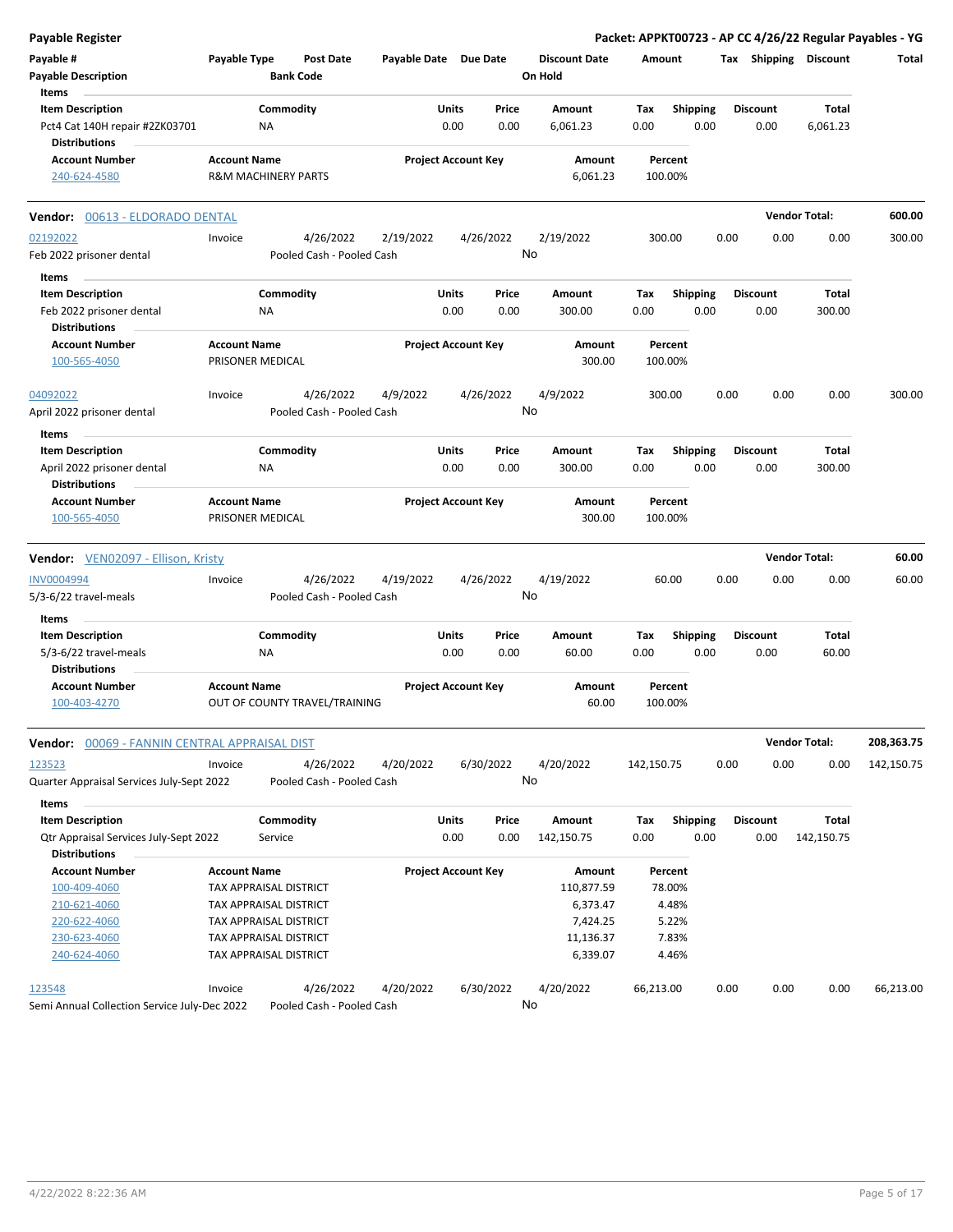**Payable Register** — **Packet: APPKT00723 - AP CC 4/26/22 Regular Payables - YG**

| Payable # | Payable Type | Post Date | Payable Date | Due Date | Discount Date | Amount | Tax | Shipping | Discount | Total |
|---|---|---|---|---|---|---|---|---|---|---|
| Payable Description | | Bank Code | | | On Hold | | | | | |

**Items**

| Item Description | Commodity | Units | Price | Amount | Tax | Shipping | Discount | Total |
|---|---|---|---|---|---|---|---|---|
| Pct4 Cat 140H repair #2ZK03701 | NA | 0.00 | 0.00 | 6,061.23 | 0.00 | 0.00 | 0.00 | 6,061.23 |

**Distributions**

| Account Number | Account Name | Project Account Key | Amount | Percent |
|---|---|---|---|---|
| 240-624-4580 | R&M MACHINERY PARTS | | 6,061.23 | 100.00% |

---

**Vendor: 00613 - ELDORADO DENTAL** — **Vendor Total: 600.00**

| Payable # | Payable Type | Post Date | Payable Date | Due Date | Discount Date | Amount | Tax | Shipping | Discount | Total |
|---|---|---|---|---|---|---|---|---|---|---|
| 02192022 | Invoice | 4/26/2022 | 2/19/2022 | 4/26/2022 | 2/19/2022 | 300.00 | 0.00 | 0.00 | 0.00 | 300.00 |
| Feb 2022 prisoner dental | | Pooled Cash - Pooled Cash | | | No | | | | | |

**Items**

| Item Description | Commodity | Units | Price | Amount | Tax | Shipping | Discount | Total |
|---|---|---|---|---|---|---|---|---|
| Feb 2022 prisoner dental | NA | 0.00 | 0.00 | 300.00 | 0.00 | 0.00 | 0.00 | 300.00 |

**Distributions**

| Account Number | Account Name | Project Account Key | Amount | Percent |
|---|---|---|---|---|
| 100-565-4050 | PRISONER MEDICAL | | 300.00 | 100.00% |

| Payable # | Payable Type | Post Date | Payable Date | Due Date | Discount Date | Amount | Tax | Shipping | Discount | Total |
|---|---|---|---|---|---|---|---|---|---|---|
| 04092022 | Invoice | 4/26/2022 | 4/9/2022 | 4/26/2022 | 4/9/2022 | 300.00 | 0.00 | 0.00 | 0.00 | 300.00 |
| April 2022 prisoner dental | | Pooled Cash - Pooled Cash | | | No | | | | | |

**Items**

| Item Description | Commodity | Units | Price | Amount | Tax | Shipping | Discount | Total |
|---|---|---|---|---|---|---|---|---|
| April 2022 prisoner dental | NA | 0.00 | 0.00 | 300.00 | 0.00 | 0.00 | 0.00 | 300.00 |

**Distributions**

| Account Number | Account Name | Project Account Key | Amount | Percent |
|---|---|---|---|---|
| 100-565-4050 | PRISONER MEDICAL | | 300.00 | 100.00% |

---

**Vendor: VEN02097 - Ellison, Kristy** — **Vendor Total: 60.00**

| Payable # | Payable Type | Post Date | Payable Date | Due Date | Discount Date | Amount | Tax | Shipping | Discount | Total |
|---|---|---|---|---|---|---|---|---|---|---|
| INV0004994 | Invoice | 4/26/2022 | 4/19/2022 | 4/26/2022 | 4/19/2022 | 60.00 | 0.00 | 0.00 | 0.00 | 60.00 |
| 5/3-6/22 travel-meals | | Pooled Cash - Pooled Cash | | | No | | | | | |

**Items**

| Item Description | Commodity | Units | Price | Amount | Tax | Shipping | Discount | Total |
|---|---|---|---|---|---|---|---|---|
| 5/3-6/22 travel-meals | NA | 0.00 | 0.00 | 60.00 | 0.00 | 0.00 | 0.00 | 60.00 |

**Distributions**

| Account Number | Account Name | Project Account Key | Amount | Percent |
|---|---|---|---|---|
| 100-403-4270 | OUT OF COUNTY TRAVEL/TRAINING | | 60.00 | 100.00% |

---

**Vendor: 00069 - FANNIN CENTRAL APPRAISAL DIST** — **Vendor Total: 208,363.75**

| Payable # | Payable Type | Post Date | Payable Date | Due Date | Discount Date | Amount | Tax | Shipping | Discount | Total |
|---|---|---|---|---|---|---|---|---|---|---|
| 123523 | Invoice | 4/26/2022 | 4/20/2022 | 6/30/2022 | 4/20/2022 | 142,150.75 | 0.00 | 0.00 | 0.00 | 142,150.75 |
| Quarter Appraisal Services July-Sept 2022 | | Pooled Cash - Pooled Cash | | | No | | | | | |

**Items**

| Item Description | Commodity | Units | Price | Amount | Tax | Shipping | Discount | Total |
|---|---|---|---|---|---|---|---|---|
| Qtr Appraisal Services July-Sept 2022 | Service | 0.00 | 0.00 | 142,150.75 | 0.00 | 0.00 | 0.00 | 142,150.75 |

**Distributions**

| Account Number | Account Name | Project Account Key | Amount | Percent |
|---|---|---|---|---|
| 100-409-4060 | TAX APPRAISAL DISTRICT | | 110,877.59 | 78.00% |
| 210-621-4060 | TAX APPRAISAL DISTRICT | | 6,373.47 | 4.48% |
| 220-622-4060 | TAX APPRAISAL DISTRICT | | 7,424.25 | 5.22% |
| 230-623-4060 | TAX APPRAISAL DISTRICT | | 11,136.37 | 7.83% |
| 240-624-4060 | TAX APPRAISAL DISTRICT | | 6,339.07 | 4.46% |

| Payable # | Payable Type | Post Date | Payable Date | Due Date | Discount Date | Amount | Tax | Shipping | Discount | Total |
|---|---|---|---|---|---|---|---|---|---|---|
| 123548 | Invoice | 4/26/2022 | 4/20/2022 | 6/30/2022 | 4/20/2022 | 66,213.00 | 0.00 | 0.00 | 0.00 | 66,213.00 |
| Semi Annual Collection Service July-Dec 2022 | | Pooled Cash - Pooled Cash | | | No | | | | | |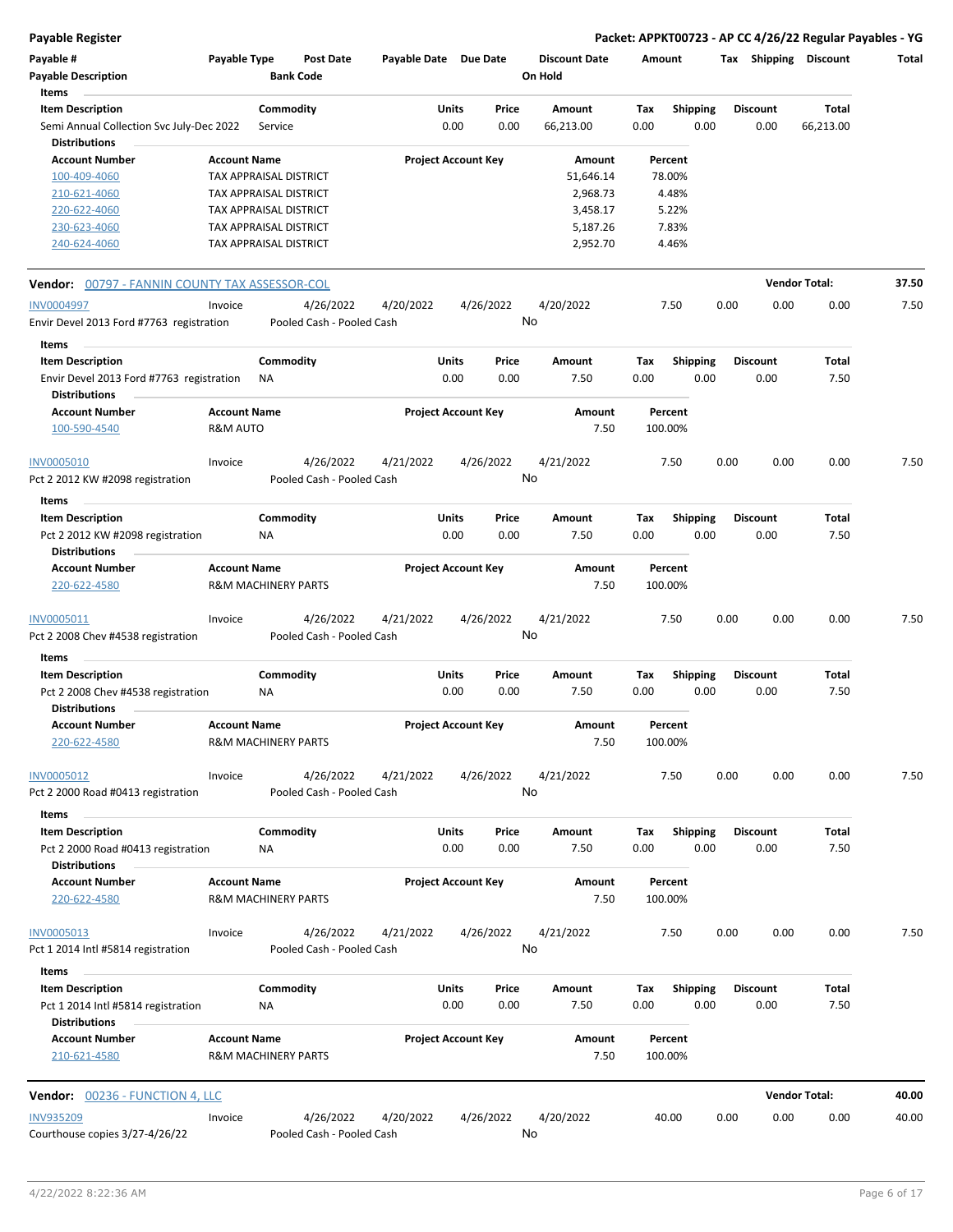**Payable Register** — **Packet: APPKT00723 - AP CC 4/26/22 Regular Payables - YG**

| Payable # | Payable Type | Post Date | Payable Date | Due Date | Discount Date | Amount | Tax | Shipping | Discount | Total |
|---|---|---|---|---|---|---|---|---|---|---|
| Payable Description | | Bank Code | | | On Hold | | | | | |

**Items**

| Item Description | Commodity | Units | Price | Amount | Tax | Shipping | Discount | Total |
|---|---|---|---|---|---|---|---|---|
| Semi Annual Collection Svc July-Dec 2022 | Service | 0.00 | 0.00 | 66,213.00 | 0.00 | 0.00 | 0.00 | 66,213.00 |

**Distributions**

| Account Number | Account Name | Project Account Key | Amount | Percent |
|---|---|---|---|---|
| 100-409-4060 | TAX APPRAISAL DISTRICT | | 51,646.14 | 78.00% |
| 210-621-4060 | TAX APPRAISAL DISTRICT | | 2,968.73 | 4.48% |
| 220-622-4060 | TAX APPRAISAL DISTRICT | | 3,458.17 | 5.22% |
| 230-623-4060 | TAX APPRAISAL DISTRICT | | 5,187.26 | 7.83% |
| 240-624-4060 | TAX APPRAISAL DISTRICT | | 2,952.70 | 4.46% |

---

**Vendor: 00797 - FANNIN COUNTY TAX ASSESSOR-COL** — **Vendor Total: 37.50**

| Payable # | Payable Type | Post Date | Payable Date | Due Date | Discount Date | Amount | Tax | Shipping | Discount | Total |
|---|---|---|---|---|---|---|---|---|---|---|
| INV0004997 | Invoice | 4/26/2022 | 4/20/2022 | 4/26/2022 | 4/20/2022 | 7.50 | 0.00 | 0.00 | 0.00 | 7.50 |
| Envir Devel 2013 Ford #7763 registration | | Pooled Cash - Pooled Cash | | | No | | | | | |

**Items**

| Item Description | Commodity | Units | Price | Amount | Tax | Shipping | Discount | Total |
|---|---|---|---|---|---|---|---|---|
| Envir Devel 2013 Ford #7763 registration | NA | 0.00 | 0.00 | 7.50 | 0.00 | 0.00 | 0.00 | 7.50 |

**Distributions**

| Account Number | Account Name | Project Account Key | Amount | Percent |
|---|---|---|---|---|
| 100-590-4540 | R&M AUTO | | 7.50 | 100.00% |

| Payable # | Payable Type | Post Date | Payable Date | Due Date | Discount Date | Amount | Tax | Shipping | Discount | Total |
|---|---|---|---|---|---|---|---|---|---|---|
| INV0005010 | Invoice | 4/26/2022 | 4/21/2022 | 4/26/2022 | 4/21/2022 | 7.50 | 0.00 | 0.00 | 0.00 | 7.50 |
| Pct 2 2012 KW #2098 registration | | Pooled Cash - Pooled Cash | | | No | | | | | |

**Items**

| Item Description | Commodity | Units | Price | Amount | Tax | Shipping | Discount | Total |
|---|---|---|---|---|---|---|---|---|
| Pct 2 2012 KW #2098 registration | NA | 0.00 | 0.00 | 7.50 | 0.00 | 0.00 | 0.00 | 7.50 |

**Distributions**

| Account Number | Account Name | Project Account Key | Amount | Percent |
|---|---|---|---|---|
| 220-622-4580 | R&M MACHINERY PARTS | | 7.50 | 100.00% |

| Payable # | Payable Type | Post Date | Payable Date | Due Date | Discount Date | Amount | Tax | Shipping | Discount | Total |
|---|---|---|---|---|---|---|---|---|---|---|
| INV0005011 | Invoice | 4/26/2022 | 4/21/2022 | 4/26/2022 | 4/21/2022 | 7.50 | 0.00 | 0.00 | 0.00 | 7.50 |
| Pct 2 2008 Chev #4538 registration | | Pooled Cash - Pooled Cash | | | No | | | | | |

**Items**

| Item Description | Commodity | Units | Price | Amount | Tax | Shipping | Discount | Total |
|---|---|---|---|---|---|---|---|---|
| Pct 2 2008 Chev #4538 registration | NA | 0.00 | 0.00 | 7.50 | 0.00 | 0.00 | 0.00 | 7.50 |

**Distributions**

| Account Number | Account Name | Project Account Key | Amount | Percent |
|---|---|---|---|---|
| 220-622-4580 | R&M MACHINERY PARTS | | 7.50 | 100.00% |

| Payable # | Payable Type | Post Date | Payable Date | Due Date | Discount Date | Amount | Tax | Shipping | Discount | Total |
|---|---|---|---|---|---|---|---|---|---|---|
| INV0005012 | Invoice | 4/26/2022 | 4/21/2022 | 4/26/2022 | 4/21/2022 | 7.50 | 0.00 | 0.00 | 0.00 | 7.50 |
| Pct 2 2000 Road #0413 registration | | Pooled Cash - Pooled Cash | | | No | | | | | |

**Items**

| Item Description | Commodity | Units | Price | Amount | Tax | Shipping | Discount | Total |
|---|---|---|---|---|---|---|---|---|
| Pct 2 2000 Road #0413 registration | NA | 0.00 | 0.00 | 7.50 | 0.00 | 0.00 | 0.00 | 7.50 |

**Distributions**

| Account Number | Account Name | Project Account Key | Amount | Percent |
|---|---|---|---|---|
| 220-622-4580 | R&M MACHINERY PARTS | | 7.50 | 100.00% |

| Payable # | Payable Type | Post Date | Payable Date | Due Date | Discount Date | Amount | Tax | Shipping | Discount | Total |
|---|---|---|---|---|---|---|---|---|---|---|
| INV0005013 | Invoice | 4/26/2022 | 4/21/2022 | 4/26/2022 | 4/21/2022 | 7.50 | 0.00 | 0.00 | 0.00 | 7.50 |
| Pct 1 2014 Intl #5814 registration | | Pooled Cash - Pooled Cash | | | No | | | | | |

**Items**

| Item Description | Commodity | Units | Price | Amount | Tax | Shipping | Discount | Total |
|---|---|---|---|---|---|---|---|---|
| Pct 1 2014 Intl #5814 registration | NA | 0.00 | 0.00 | 7.50 | 0.00 | 0.00 | 0.00 | 7.50 |

**Distributions**

| Account Number | Account Name | Project Account Key | Amount | Percent |
|---|---|---|---|---|
| 210-621-4580 | R&M MACHINERY PARTS | | 7.50 | 100.00% |

---

**Vendor: 00236 - FUNCTION 4, LLC** — **Vendor Total: 40.00**

| Payable # | Payable Type | Post Date | Payable Date | Due Date | Discount Date | Amount | Tax | Shipping | Discount | Total |
|---|---|---|---|---|---|---|---|---|---|---|
| INV935209 | Invoice | 4/26/2022 | 4/20/2022 | 4/26/2022 | 4/20/2022 | 40.00 | 0.00 | 0.00 | 0.00 | 40.00 |
| Courthouse copies 3/27-4/26/22 | | Pooled Cash - Pooled Cash | | | No | | | | | |

4/22/2022 8:22:36 AM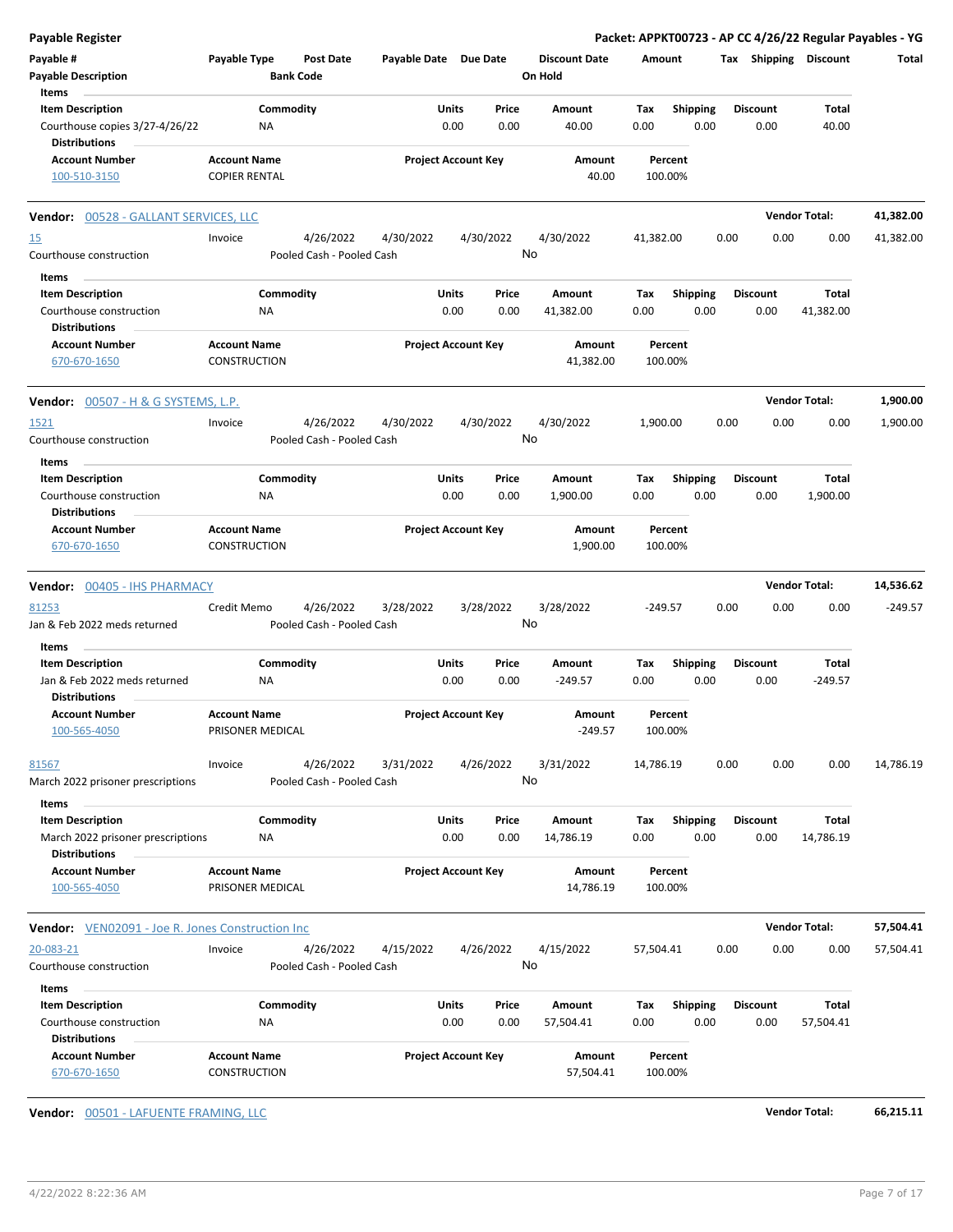**Payable Register** — **Packet: APPKT00723 - AP CC 4/26/22 Regular Payables - YG**

| Payable # / Payable Description | Payable Type | Post Date / Bank Code | Payable Date | Due Date | Discount Date / On Hold | Amount | Tax | Shipping | Discount | Total |
|---|---|---|---|---|---|---|---|---|---|---|

**Items**

| Item Description | Commodity | Units | Price | Amount | Tax | Shipping | Discount | Total |
|---|---|---|---|---|---|---|---|---|
| Courthouse copies 3/27-4/26/22 | NA | 0.00 | 0.00 | 40.00 | 0.00 | 0.00 | 0.00 | 40.00 |

**Distributions**

| Account Number | Account Name | Project Account Key | Amount | Percent |
|---|---|---|---|---|
| 100-510-3150 | COPIER RENTAL | | 40.00 | 100.00% |

---

**Vendor: 00528 - GALLANT SERVICES, LLC** — **Vendor Total: 41,382.00**

| Payable # | Payable Type | Post Date | Payable Date | Due Date | Discount Date | Amount | Tax | Shipping | Discount | Total |
|---|---|---|---|---|---|---|---|---|---|---|
| 15 | Invoice | 4/26/2022 | 4/30/2022 | 4/30/2022 | 4/30/2022 | 41,382.00 | 0.00 | 0.00 | 0.00 | 41,382.00 |

Courthouse construction — Pooled Cash - Pooled Cash — On Hold: No

**Items**

| Item Description | Commodity | Units | Price | Amount | Tax | Shipping | Discount | Total |
|---|---|---|---|---|---|---|---|---|
| Courthouse construction | NA | 0.00 | 0.00 | 41,382.00 | 0.00 | 0.00 | 0.00 | 41,382.00 |

**Distributions**

| Account Number | Account Name | Project Account Key | Amount | Percent |
|---|---|---|---|---|
| 670-670-1650 | CONSTRUCTION | | 41,382.00 | 100.00% |

---

**Vendor: 00507 - H & G SYSTEMS, L.P.** — **Vendor Total: 1,900.00**

| Payable # | Payable Type | Post Date | Payable Date | Due Date | Discount Date | Amount | Tax | Shipping | Discount | Total |
|---|---|---|---|---|---|---|---|---|---|---|
| 1521 | Invoice | 4/26/2022 | 4/30/2022 | 4/30/2022 | 4/30/2022 | 1,900.00 | 0.00 | 0.00 | 0.00 | 1,900.00 |

Courthouse construction — Pooled Cash - Pooled Cash — On Hold: No

**Items**

| Item Description | Commodity | Units | Price | Amount | Tax | Shipping | Discount | Total |
|---|---|---|---|---|---|---|---|---|
| Courthouse construction | NA | 0.00 | 0.00 | 1,900.00 | 0.00 | 0.00 | 0.00 | 1,900.00 |

**Distributions**

| Account Number | Account Name | Project Account Key | Amount | Percent |
|---|---|---|---|---|
| 670-670-1650 | CONSTRUCTION | | 1,900.00 | 100.00% |

---

**Vendor: 00405 - IHS PHARMACY** — **Vendor Total: 14,536.62**

| Payable # | Payable Type | Post Date | Payable Date | Due Date | Discount Date | Amount | Tax | Shipping | Discount | Total |
|---|---|---|---|---|---|---|---|---|---|---|
| 81253 | Credit Memo | 4/26/2022 | 3/28/2022 | 3/28/2022 | 3/28/2022 | -249.57 | 0.00 | 0.00 | 0.00 | -249.57 |

Jan & Feb 2022 meds returned — Pooled Cash - Pooled Cash — On Hold: No

**Items**

| Item Description | Commodity | Units | Price | Amount | Tax | Shipping | Discount | Total |
|---|---|---|---|---|---|---|---|---|
| Jan & Feb 2022 meds returned | NA | 0.00 | 0.00 | -249.57 | 0.00 | 0.00 | 0.00 | -249.57 |

**Distributions**

| Account Number | Account Name | Project Account Key | Amount | Percent |
|---|---|---|---|---|
| 100-565-4050 | PRISONER MEDICAL | | -249.57 | 100.00% |

| Payable # | Payable Type | Post Date | Payable Date | Due Date | Discount Date | Amount | Tax | Shipping | Discount | Total |
|---|---|---|---|---|---|---|---|---|---|---|
| 81567 | Invoice | 4/26/2022 | 3/31/2022 | 4/26/2022 | 3/31/2022 | 14,786.19 | 0.00 | 0.00 | 0.00 | 14,786.19 |

March 2022 prisoner prescriptions — Pooled Cash - Pooled Cash — On Hold: No

**Items**

| Item Description | Commodity | Units | Price | Amount | Tax | Shipping | Discount | Total |
|---|---|---|---|---|---|---|---|---|
| March 2022 prisoner prescriptions | NA | 0.00 | 0.00 | 14,786.19 | 0.00 | 0.00 | 0.00 | 14,786.19 |

**Distributions**

| Account Number | Account Name | Project Account Key | Amount | Percent |
|---|---|---|---|---|
| 100-565-4050 | PRISONER MEDICAL | | 14,786.19 | 100.00% |

---

**Vendor: VEN02091 - Joe R. Jones Construction Inc** — **Vendor Total: 57,504.41**

| Payable # | Payable Type | Post Date | Payable Date | Due Date | Discount Date | Amount | Tax | Shipping | Discount | Total |
|---|---|---|---|---|---|---|---|---|---|---|
| 20-083-21 | Invoice | 4/26/2022 | 4/15/2022 | 4/26/2022 | 4/15/2022 | 57,504.41 | 0.00 | 0.00 | 0.00 | 57,504.41 |

Courthouse construction — Pooled Cash - Pooled Cash — On Hold: No

**Items**

| Item Description | Commodity | Units | Price | Amount | Tax | Shipping | Discount | Total |
|---|---|---|---|---|---|---|---|---|
| Courthouse construction | NA | 0.00 | 0.00 | 57,504.41 | 0.00 | 0.00 | 0.00 | 57,504.41 |

**Distributions**

| Account Number | Account Name | Project Account Key | Amount | Percent |
|---|---|---|---|---|
| 670-670-1650 | CONSTRUCTION | | 57,504.41 | 100.00% |

---

**Vendor: 00501 - LAFUENTE FRAMING, LLC** — **Vendor Total: 66,215.11**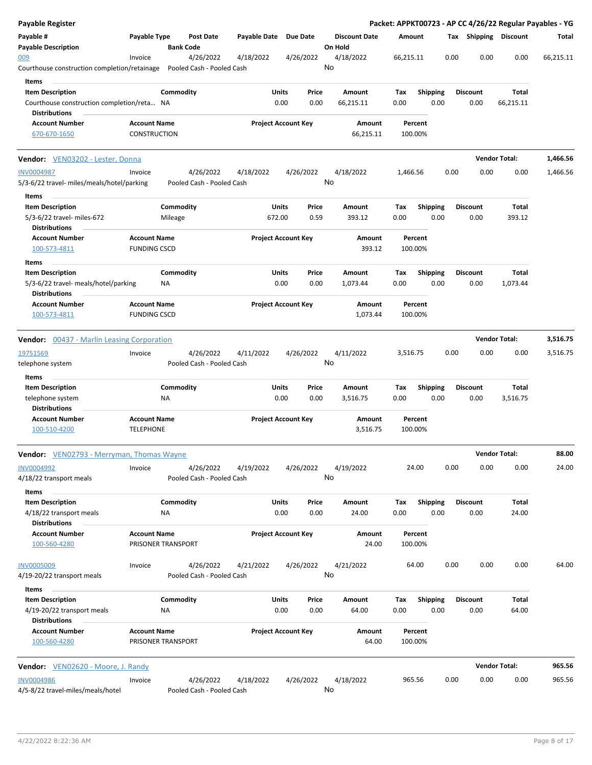**Payable Register** | **Packet: APPKT00723 - AP CC 4/26/22 Regular Payables - YG**

| Payable # / Payable Description | Payable Type | Post Date / Bank Code | Payable Date | Due Date | Discount Date / On Hold | Amount | Tax | Shipping | Discount | Total |
|---|---|---|---|---|---|---|---|---|---|---|
| 009 | Invoice | 4/26/2022 | 4/18/2022 | 4/26/2022 | 4/18/2022 | 66,215.11 | 0.00 | 0.00 | 0.00 | 66,215.11 |
| Courthouse construction completion/retainage | | Pooled Cash - Pooled Cash | | | No | | | | | |

Items

| Item Description | Commodity | Units | Price | Amount | Tax | Shipping | Discount | Total |
|---|---|---|---|---|---|---|---|---|
| Courthouse construction completion/reta... | NA | 0.00 | 0.00 | 66,215.11 | 0.00 | 0.00 | 0.00 | 66,215.11 |

Distributions

| Account Number | Account Name | Project Account Key | Amount | Percent |
|---|---|---|---|---|
| 670-670-1650 | CONSTRUCTION | | 66,215.11 | 100.00% |

**Vendor:** VEN03202 - Lester, Donna — **Vendor Total: 1,466.56**

| Payable # / Payable Description | Payable Type | Post Date / Bank Code | Payable Date | Due Date | Discount Date / On Hold | Amount | Tax | Shipping | Discount | Total |
|---|---|---|---|---|---|---|---|---|---|---|
| INV0004987 | Invoice | 4/26/2022 | 4/18/2022 | 4/26/2022 | 4/18/2022 | 1,466.56 | 0.00 | 0.00 | 0.00 | 1,466.56 |
| 5/3-6/22 travel- miles/meals/hotel/parking | | Pooled Cash - Pooled Cash | | | No | | | | | |

Items

| Item Description | Commodity | Units | Price | Amount | Tax | Shipping | Discount | Total |
|---|---|---|---|---|---|---|---|---|
| 5/3-6/22 travel- miles-672 | Mileage | 672.00 | 0.59 | 393.12 | 0.00 | 0.00 | 0.00 | 393.12 |

Distributions

| Account Number | Account Name | Project Account Key | Amount | Percent |
|---|---|---|---|---|
| 100-573-4811 | FUNDING CSCD | | 393.12 | 100.00% |

Items

| Item Description | Commodity | Units | Price | Amount | Tax | Shipping | Discount | Total |
|---|---|---|---|---|---|---|---|---|
| 5/3-6/22 travel- meals/hotel/parking | NA | 0.00 | 0.00 | 1,073.44 | 0.00 | 0.00 | 0.00 | 1,073.44 |

Distributions

| Account Number | Account Name | Project Account Key | Amount | Percent |
|---|---|---|---|---|
| 100-573-4811 | FUNDING CSCD | | 1,073.44 | 100.00% |

**Vendor:** 00437 - Marlin Leasing Corporation — **Vendor Total: 3,516.75**

| Payable # / Payable Description | Payable Type | Post Date / Bank Code | Payable Date | Due Date | Discount Date / On Hold | Amount | Tax | Shipping | Discount | Total |
|---|---|---|---|---|---|---|---|---|---|---|
| 19751569 | Invoice | 4/26/2022 | 4/11/2022 | 4/26/2022 | 4/11/2022 | 3,516.75 | 0.00 | 0.00 | 0.00 | 3,516.75 |
| telephone system | | Pooled Cash - Pooled Cash | | | No | | | | | |

Items

| Item Description | Commodity | Units | Price | Amount | Tax | Shipping | Discount | Total |
|---|---|---|---|---|---|---|---|---|
| telephone system | NA | 0.00 | 0.00 | 3,516.75 | 0.00 | 0.00 | 0.00 | 3,516.75 |

Distributions

| Account Number | Account Name | Project Account Key | Amount | Percent |
|---|---|---|---|---|
| 100-510-4200 | TELEPHONE | | 3,516.75 | 100.00% |

**Vendor:** VEN02793 - Merryman, Thomas Wayne — **Vendor Total: 88.00**

| Payable # / Payable Description | Payable Type | Post Date / Bank Code | Payable Date | Due Date | Discount Date / On Hold | Amount | Tax | Shipping | Discount | Total |
|---|---|---|---|---|---|---|---|---|---|---|
| INV0004992 | Invoice | 4/26/2022 | 4/19/2022 | 4/26/2022 | 4/19/2022 | 24.00 | 0.00 | 0.00 | 0.00 | 24.00 |
| 4/18/22 transport meals | | Pooled Cash - Pooled Cash | | | No | | | | | |

Items

| Item Description | Commodity | Units | Price | Amount | Tax | Shipping | Discount | Total |
|---|---|---|---|---|---|---|---|---|
| 4/18/22 transport meals | NA | 0.00 | 0.00 | 24.00 | 0.00 | 0.00 | 0.00 | 24.00 |

Distributions

| Account Number | Account Name | Project Account Key | Amount | Percent |
|---|---|---|---|---|
| 100-560-4280 | PRISONER TRANSPORT | | 24.00 | 100.00% |

| Payable # / Payable Description | Payable Type | Post Date / Bank Code | Payable Date | Due Date | Discount Date / On Hold | Amount | Tax | Shipping | Discount | Total |
|---|---|---|---|---|---|---|---|---|---|---|
| INV0005009 | Invoice | 4/26/2022 | 4/21/2022 | 4/26/2022 | 4/21/2022 | 64.00 | 0.00 | 0.00 | 0.00 | 64.00 |
| 4/19-20/22 transport meals | | Pooled Cash - Pooled Cash | | | No | | | | | |

Items

| Item Description | Commodity | Units | Price | Amount | Tax | Shipping | Discount | Total |
|---|---|---|---|---|---|---|---|---|
| 4/19-20/22 transport meals | NA | 0.00 | 0.00 | 64.00 | 0.00 | 0.00 | 0.00 | 64.00 |

Distributions

| Account Number | Account Name | Project Account Key | Amount | Percent |
|---|---|---|---|---|
| 100-560-4280 | PRISONER TRANSPORT | | 64.00 | 100.00% |

**Vendor:** VEN02620 - Moore, J. Randy — **Vendor Total: 965.56**

| Payable # / Payable Description | Payable Type | Post Date / Bank Code | Payable Date | Due Date | Discount Date / On Hold | Amount | Tax | Shipping | Discount | Total |
|---|---|---|---|---|---|---|---|---|---|---|
| INV0004986 | Invoice | 4/26/2022 | 4/18/2022 | 4/26/2022 | 4/18/2022 | 965.56 | 0.00 | 0.00 | 0.00 | 965.56 |
| 4/5-8/22 travel-miles/meals/hotel | | Pooled Cash - Pooled Cash | | | No | | | | | |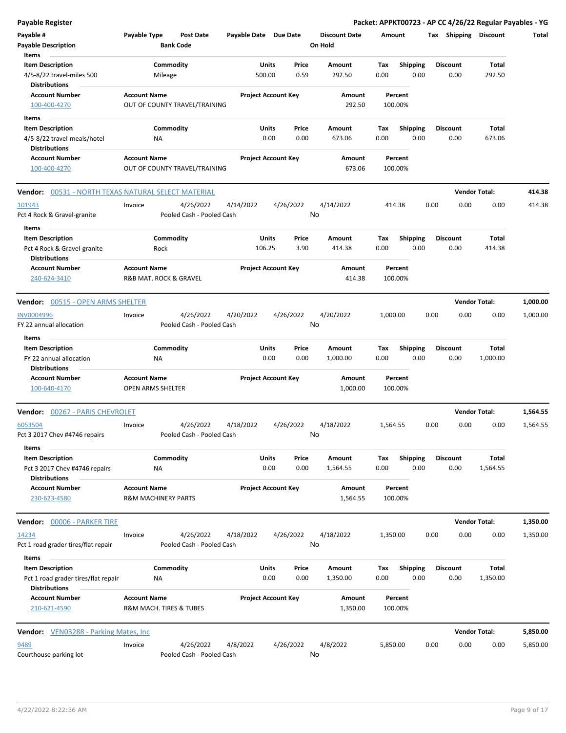**Payable Register** — **Packet: APPKT00723 - AP CC 4/26/22 Regular Payables - YG**

| Payable # | Payable Type | Post Date | Payable Date | Due Date | Discount Date | Amount | Tax | Shipping | Discount | Total |
|---|---|---|---|---|---|---|---|---|---|---|
| Payable Description | | Bank Code | | | On Hold | | | | | |

**Items**

| Item Description | Commodity | Units | Price | Amount | Tax | Shipping | Discount | Total |
|---|---|---|---|---|---|---|---|---|
| 4/5-8/22 travel-miles 500 | Mileage | 500.00 | 0.59 | 292.50 | 0.00 | 0.00 | 0.00 | 292.50 |

**Distributions**

| Account Number | Account Name | Project Account Key | Amount | Percent |
|---|---|---|---|---|
| 100-400-4270 | OUT OF COUNTY TRAVEL/TRAINING | | 292.50 | 100.00% |

**Items**

| Item Description | Commodity | Units | Price | Amount | Tax | Shipping | Discount | Total |
|---|---|---|---|---|---|---|---|---|
| 4/5-8/22 travel-meals/hotel | NA | 0.00 | 0.00 | 673.06 | 0.00 | 0.00 | 0.00 | 673.06 |

**Distributions**

| Account Number | Account Name | Project Account Key | Amount | Percent |
|---|---|---|---|---|
| 100-400-4270 | OUT OF COUNTY TRAVEL/TRAINING | | 673.06 | 100.00% |

**Vendor: 00531 - NORTH TEXAS NATURAL SELECT MATERIAL** — **Vendor Total: 414.38**

| Payable # | Payable Type | Post Date | Payable Date | Due Date | Discount Date | Amount | Tax | Shipping | Discount | Total |
|---|---|---|---|---|---|---|---|---|---|---|
| 101943 | Invoice | 4/26/2022 | 4/14/2022 | 4/26/2022 | 4/14/2022 | 414.38 | 0.00 | 0.00 | 0.00 | 414.38 |
| Pct 4 Rock & Gravel-granite | | Pooled Cash - Pooled Cash | | | No | | | | | |

**Items**

| Item Description | Commodity | Units | Price | Amount | Tax | Shipping | Discount | Total |
|---|---|---|---|---|---|---|---|---|
| Pct 4 Rock & Gravel-granite | Rock | 106.25 | 3.90 | 414.38 | 0.00 | 0.00 | 0.00 | 414.38 |

**Distributions**

| Account Number | Account Name | Project Account Key | Amount | Percent |
|---|---|---|---|---|
| 240-624-3410 | R&B MAT. ROCK & GRAVEL | | 414.38 | 100.00% |

**Vendor: 00515 - OPEN ARMS SHELTER** — **Vendor Total: 1,000.00**

| Payable # | Payable Type | Post Date | Payable Date | Due Date | Discount Date | Amount | Tax | Shipping | Discount | Total |
|---|---|---|---|---|---|---|---|---|---|---|
| INV0004996 | Invoice | 4/26/2022 | 4/20/2022 | 4/26/2022 | 4/20/2022 | 1,000.00 | 0.00 | 0.00 | 0.00 | 1,000.00 |
| FY 22 annual allocation | | Pooled Cash - Pooled Cash | | | No | | | | | |

**Items**

| Item Description | Commodity | Units | Price | Amount | Tax | Shipping | Discount | Total |
|---|---|---|---|---|---|---|---|---|
| FY 22 annual allocation | NA | 0.00 | 0.00 | 1,000.00 | 0.00 | 0.00 | 0.00 | 1,000.00 |

**Distributions**

| Account Number | Account Name | Project Account Key | Amount | Percent |
|---|---|---|---|---|
| 100-640-4170 | OPEN ARMS SHELTER | | 1,000.00 | 100.00% |

**Vendor: 00267 - PARIS CHEVROLET** — **Vendor Total: 1,564.55**

| Payable # | Payable Type | Post Date | Payable Date | Due Date | Discount Date | Amount | Tax | Shipping | Discount | Total |
|---|---|---|---|---|---|---|---|---|---|---|
| 6053504 | Invoice | 4/26/2022 | 4/18/2022 | 4/26/2022 | 4/18/2022 | 1,564.55 | 0.00 | 0.00 | 0.00 | 1,564.55 |
| Pct 3 2017 Chev #4746 repairs | | Pooled Cash - Pooled Cash | | | No | | | | | |

**Items**

| Item Description | Commodity | Units | Price | Amount | Tax | Shipping | Discount | Total |
|---|---|---|---|---|---|---|---|---|
| Pct 3 2017 Chev #4746 repairs | NA | 0.00 | 0.00 | 1,564.55 | 0.00 | 0.00 | 0.00 | 1,564.55 |

**Distributions**

| Account Number | Account Name | Project Account Key | Amount | Percent |
|---|---|---|---|---|
| 230-623-4580 | R&M MACHINERY PARTS | | 1,564.55 | 100.00% |

**Vendor: 00006 - PARKER TIRE** — **Vendor Total: 1,350.00**

| Payable # | Payable Type | Post Date | Payable Date | Due Date | Discount Date | Amount | Tax | Shipping | Discount | Total |
|---|---|---|---|---|---|---|---|---|---|---|
| 14234 | Invoice | 4/26/2022 | 4/18/2022 | 4/26/2022 | 4/18/2022 | 1,350.00 | 0.00 | 0.00 | 0.00 | 1,350.00 |
| Pct 1 road grader tires/flat repair | | Pooled Cash - Pooled Cash | | | No | | | | | |

**Items**

| Item Description | Commodity | Units | Price | Amount | Tax | Shipping | Discount | Total |
|---|---|---|---|---|---|---|---|---|
| Pct 1 road grader tires/flat repair | NA | 0.00 | 0.00 | 1,350.00 | 0.00 | 0.00 | 0.00 | 1,350.00 |

**Distributions**

| Account Number | Account Name | Project Account Key | Amount | Percent |
|---|---|---|---|---|
| 210-621-4590 | R&M MACH. TIRES & TUBES | | 1,350.00 | 100.00% |

**Vendor: VEN03288 - Parking Mates, Inc** — **Vendor Total: 5,850.00**

| Payable # | Payable Type | Post Date | Payable Date | Due Date | Discount Date | Amount | Tax | Shipping | Discount | Total |
|---|---|---|---|---|---|---|---|---|---|---|
| 9489 | Invoice | 4/26/2022 | 4/8/2022 | 4/26/2022 | 4/8/2022 | 5,850.00 | 0.00 | 0.00 | 0.00 | 5,850.00 |
| Courthouse parking lot | | Pooled Cash - Pooled Cash | | | No | | | | | |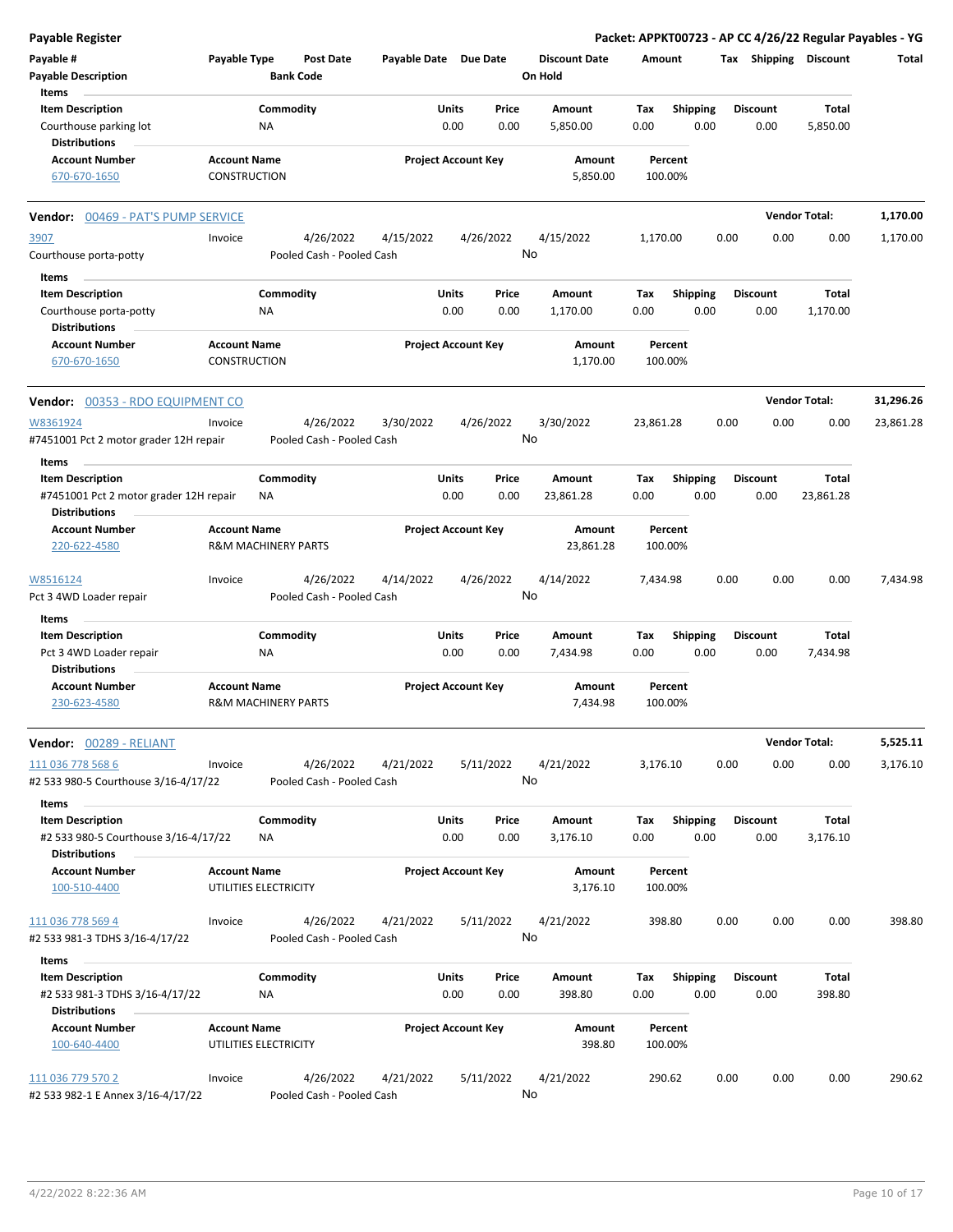**Payable Register** — Packet: APPKT00723 - AP CC 4/26/22 Regular Payables - YG

| Payable # | Payable Type | Post Date | Payable Date | Due Date | Discount Date | Amount | Tax | Shipping | Discount | Total |
|---|---|---|---|---|---|---|---|---|---|---|
| Payable Description | | Bank Code | | | On Hold | | | | | |

Items

| Item Description | Commodity | Units | Price | Amount | Tax | Shipping | Discount | Total |
|---|---|---|---|---|---|---|---|---|
| Courthouse parking lot | NA | 0.00 | 0.00 | 5,850.00 | 0.00 | 0.00 | 0.00 | 5,850.00 |

Distributions

| Account Number | Account Name | Project Account Key | Amount | Percent |
|---|---|---|---|---|
| 670-670-1650 | CONSTRUCTION | | 5,850.00 | 100.00% |

## Vendor: 00469 - PAT'S PUMP SERVICE — Vendor Total: 1,170.00

| Payable # | Payable Type | Post Date | Payable Date | Due Date | Discount Date | Amount | Tax | Shipping | Discount | Total |
|---|---|---|---|---|---|---|---|---|---|---|
| 3907 | Invoice | 4/26/2022 | 4/15/2022 | 4/26/2022 | 4/15/2022 | 1,170.00 | 0.00 | 0.00 | 0.00 | 1,170.00 |
| Courthouse porta-potty | | Pooled Cash - Pooled Cash | | | No | | | | | |

Items

| Item Description | Commodity | Units | Price | Amount | Tax | Shipping | Discount | Total |
|---|---|---|---|---|---|---|---|---|
| Courthouse porta-potty | NA | 0.00 | 0.00 | 1,170.00 | 0.00 | 0.00 | 0.00 | 1,170.00 |

Distributions

| Account Number | Account Name | Project Account Key | Amount | Percent |
|---|---|---|---|---|
| 670-670-1650 | CONSTRUCTION | | 1,170.00 | 100.00% |

## Vendor: 00353 - RDO EQUIPMENT CO — Vendor Total: 31,296.26

| Payable # | Payable Type | Post Date | Payable Date | Due Date | Discount Date | Amount | Tax | Shipping | Discount | Total |
|---|---|---|---|---|---|---|---|---|---|---|
| W8361924 | Invoice | 4/26/2022 | 3/30/2022 | 4/26/2022 | 3/30/2022 | 23,861.28 | 0.00 | 0.00 | 0.00 | 23,861.28 |
| #7451001 Pct 2 motor grader 12H repair | | Pooled Cash - Pooled Cash | | | No | | | | | |

Items

| Item Description | Commodity | Units | Price | Amount | Tax | Shipping | Discount | Total |
|---|---|---|---|---|---|---|---|---|
| #7451001 Pct 2 motor grader 12H repair | NA | 0.00 | 0.00 | 23,861.28 | 0.00 | 0.00 | 0.00 | 23,861.28 |

Distributions

| Account Number | Account Name | Project Account Key | Amount | Percent |
|---|---|---|---|---|
| 220-622-4580 | R&M MACHINERY PARTS | | 23,861.28 | 100.00% |

| Payable # | Payable Type | Post Date | Payable Date | Due Date | Discount Date | Amount | Tax | Shipping | Discount | Total |
|---|---|---|---|---|---|---|---|---|---|---|
| W8516124 | Invoice | 4/26/2022 | 4/14/2022 | 4/26/2022 | 4/14/2022 | 7,434.98 | 0.00 | 0.00 | 0.00 | 7,434.98 |
| Pct 3 4WD Loader repair | | Pooled Cash - Pooled Cash | | | No | | | | | |

Items

| Item Description | Commodity | Units | Price | Amount | Tax | Shipping | Discount | Total |
|---|---|---|---|---|---|---|---|---|
| Pct 3 4WD Loader repair | NA | 0.00 | 0.00 | 7,434.98 | 0.00 | 0.00 | 0.00 | 7,434.98 |

Distributions

| Account Number | Account Name | Project Account Key | Amount | Percent |
|---|---|---|---|---|
| 230-623-4580 | R&M MACHINERY PARTS | | 7,434.98 | 100.00% |

## Vendor: 00289 - RELIANT — Vendor Total: 5,525.11

| Payable # | Payable Type | Post Date | Payable Date | Due Date | Discount Date | Amount | Tax | Shipping | Discount | Total |
|---|---|---|---|---|---|---|---|---|---|---|
| 111 036 778 568 6 | Invoice | 4/26/2022 | 4/21/2022 | 5/11/2022 | 4/21/2022 | 3,176.10 | 0.00 | 0.00 | 0.00 | 3,176.10 |
| #2 533 980-5 Courthouse 3/16-4/17/22 | | Pooled Cash - Pooled Cash | | | No | | | | | |

Items

| Item Description | Commodity | Units | Price | Amount | Tax | Shipping | Discount | Total |
|---|---|---|---|---|---|---|---|---|
| #2 533 980-5 Courthouse 3/16-4/17/22 | NA | 0.00 | 0.00 | 3,176.10 | 0.00 | 0.00 | 0.00 | 3,176.10 |

Distributions

| Account Number | Account Name | Project Account Key | Amount | Percent |
|---|---|---|---|---|
| 100-510-4400 | UTILITIES ELECTRICITY | | 3,176.10 | 100.00% |

| Payable # | Payable Type | Post Date | Payable Date | Due Date | Discount Date | Amount | Tax | Shipping | Discount | Total |
|---|---|---|---|---|---|---|---|---|---|---|
| 111 036 778 569 4 | Invoice | 4/26/2022 | 4/21/2022 | 5/11/2022 | 4/21/2022 | 398.80 | 0.00 | 0.00 | 0.00 | 398.80 |
| #2 533 981-3 TDHS 3/16-4/17/22 | | Pooled Cash - Pooled Cash | | | No | | | | | |

Items

| Item Description | Commodity | Units | Price | Amount | Tax | Shipping | Discount | Total |
|---|---|---|---|---|---|---|---|---|
| #2 533 981-3 TDHS 3/16-4/17/22 | NA | 0.00 | 0.00 | 398.80 | 0.00 | 0.00 | 0.00 | 398.80 |

Distributions

| Account Number | Account Name | Project Account Key | Amount | Percent |
|---|---|---|---|---|
| 100-640-4400 | UTILITIES ELECTRICITY | | 398.80 | 100.00% |

| Payable # | Payable Type | Post Date | Payable Date | Due Date | Discount Date | Amount | Tax | Shipping | Discount | Total |
|---|---|---|---|---|---|---|---|---|---|---|
| 111 036 779 570 2 | Invoice | 4/26/2022 | 4/21/2022 | 5/11/2022 | 4/21/2022 | 290.62 | 0.00 | 0.00 | 0.00 | 290.62 |
| #2 533 982-1 E Annex 3/16-4/17/22 | | Pooled Cash - Pooled Cash | | | No | | | | | |

4/22/2022 8:22:36 AM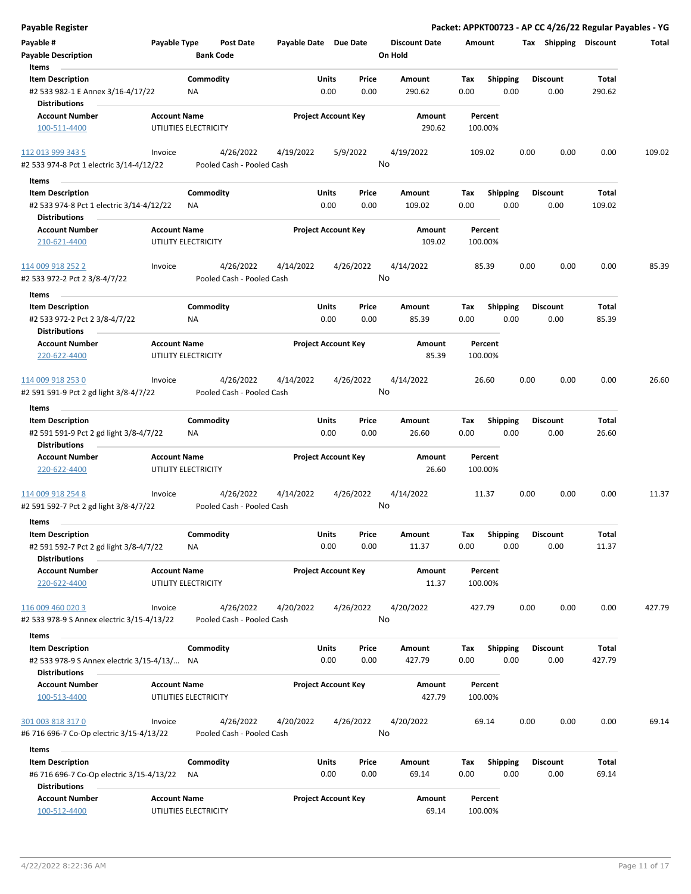**Payable Register** — **Packet: APPKT00723 - AP CC 4/26/22 Regular Payables - YG**

| Payable # | Payable Type | Post Date | Payable Date | Due Date | Discount Date | Amount | Tax | Shipping | Discount | Total |
|---|---|---|---|---|---|---|---|---|---|---|
| **Payable Description** | | **Bank Code** | | | **On Hold** | | | | | |

**Items**

| Item Description | Commodity | Units | Price | Amount | Tax | Shipping | Discount | Total |
|---|---|---|---|---|---|---|---|---|
| #2 533 982-1 E Annex 3/16-4/17/22 | NA | 0.00 | 0.00 | 290.62 | 0.00 | 0.00 | 0.00 | 290.62 |

**Distributions**

| Account Number | Account Name | Project Account Key | Amount | Percent |
|---|---|---|---|---|
| 100-511-4400 | UTILITIES ELECTRICITY | | 290.62 | 100.00% |

| Payable # | Payable Type | Post Date | Payable Date | Due Date | Discount Date | Amount | Tax | Shipping | Discount | Total |
|---|---|---|---|---|---|---|---|---|---|---|
| 112 013 999 343 5 | Invoice | 4/26/2022 | 4/19/2022 | 5/9/2022 | 4/19/2022 | 109.02 | 0.00 | 0.00 | 0.00 | 109.02 |
| #2 533 974-8 Pct 1 electric 3/14-4/12/22 | | Pooled Cash - Pooled Cash | | | No | | | | | |

**Items**

| Item Description | Commodity | Units | Price | Amount | Tax | Shipping | Discount | Total |
|---|---|---|---|---|---|---|---|---|
| #2 533 974-8 Pct 1 electric 3/14-4/12/22 | NA | 0.00 | 0.00 | 109.02 | 0.00 | 0.00 | 0.00 | 109.02 |

**Distributions**

| Account Number | Account Name | Project Account Key | Amount | Percent |
|---|---|---|---|---|
| 210-621-4400 | UTILITY ELECTRICITY | | 109.02 | 100.00% |

| Payable # | Payable Type | Post Date | Payable Date | Due Date | Discount Date | Amount | Tax | Shipping | Discount | Total |
|---|---|---|---|---|---|---|---|---|---|---|
| 114 009 918 252 2 | Invoice | 4/26/2022 | 4/14/2022 | 4/26/2022 | 4/14/2022 | 85.39 | 0.00 | 0.00 | 0.00 | 85.39 |
| #2 533 972-2 Pct 2 3/8-4/7/22 | | Pooled Cash - Pooled Cash | | | No | | | | | |

**Items**

| Item Description | Commodity | Units | Price | Amount | Tax | Shipping | Discount | Total |
|---|---|---|---|---|---|---|---|---|
| #2 533 972-2 Pct 2 3/8-4/7/22 | NA | 0.00 | 0.00 | 85.39 | 0.00 | 0.00 | 0.00 | 85.39 |

**Distributions**

| Account Number | Account Name | Project Account Key | Amount | Percent |
|---|---|---|---|---|
| 220-622-4400 | UTILITY ELECTRICITY | | 85.39 | 100.00% |

| Payable # | Payable Type | Post Date | Payable Date | Due Date | Discount Date | Amount | Tax | Shipping | Discount | Total |
|---|---|---|---|---|---|---|---|---|---|---|
| 114 009 918 253 0 | Invoice | 4/26/2022 | 4/14/2022 | 4/26/2022 | 4/14/2022 | 26.60 | 0.00 | 0.00 | 0.00 | 26.60 |
| #2 591 591-9 Pct 2 gd light 3/8-4/7/22 | | Pooled Cash - Pooled Cash | | | No | | | | | |

**Items**

| Item Description | Commodity | Units | Price | Amount | Tax | Shipping | Discount | Total |
|---|---|---|---|---|---|---|---|---|
| #2 591 591-9 Pct 2 gd light 3/8-4/7/22 | NA | 0.00 | 0.00 | 26.60 | 0.00 | 0.00 | 0.00 | 26.60 |

**Distributions**

| Account Number | Account Name | Project Account Key | Amount | Percent |
|---|---|---|---|---|
| 220-622-4400 | UTILITY ELECTRICITY | | 26.60 | 100.00% |

| Payable # | Payable Type | Post Date | Payable Date | Due Date | Discount Date | Amount | Tax | Shipping | Discount | Total |
|---|---|---|---|---|---|---|---|---|---|---|
| 114 009 918 254 8 | Invoice | 4/26/2022 | 4/14/2022 | 4/26/2022 | 4/14/2022 | 11.37 | 0.00 | 0.00 | 0.00 | 11.37 |
| #2 591 592-7 Pct 2 gd light 3/8-4/7/22 | | Pooled Cash - Pooled Cash | | | No | | | | | |

**Items**

| Item Description | Commodity | Units | Price | Amount | Tax | Shipping | Discount | Total |
|---|---|---|---|---|---|---|---|---|
| #2 591 592-7 Pct 2 gd light 3/8-4/7/22 | NA | 0.00 | 0.00 | 11.37 | 0.00 | 0.00 | 0.00 | 11.37 |

**Distributions**

| Account Number | Account Name | Project Account Key | Amount | Percent |
|---|---|---|---|---|
| 220-622-4400 | UTILITY ELECTRICITY | | 11.37 | 100.00% |

| Payable # | Payable Type | Post Date | Payable Date | Due Date | Discount Date | Amount | Tax | Shipping | Discount | Total |
|---|---|---|---|---|---|---|---|---|---|---|
| 116 009 460 020 3 | Invoice | 4/26/2022 | 4/20/2022 | 4/26/2022 | 4/20/2022 | 427.79 | 0.00 | 0.00 | 0.00 | 427.79 |
| #2 533 978-9 S Annex electric 3/15-4/13/22 | | Pooled Cash - Pooled Cash | | | No | | | | | |

**Items**

| Item Description | Commodity | Units | Price | Amount | Tax | Shipping | Discount | Total |
|---|---|---|---|---|---|---|---|---|
| #2 533 978-9 S Annex electric 3/15-4/13/... | NA | 0.00 | 0.00 | 427.79 | 0.00 | 0.00 | 0.00 | 427.79 |

**Distributions**

| Account Number | Account Name | Project Account Key | Amount | Percent |
|---|---|---|---|---|
| 100-513-4400 | UTILITIES ELECTRICITY | | 427.79 | 100.00% |

| Payable # | Payable Type | Post Date | Payable Date | Due Date | Discount Date | Amount | Tax | Shipping | Discount | Total |
|---|---|---|---|---|---|---|---|---|---|---|
| 301 003 818 317 0 | Invoice | 4/26/2022 | 4/20/2022 | 4/26/2022 | 4/20/2022 | 69.14 | 0.00 | 0.00 | 0.00 | 69.14 |
| #6 716 696-7 Co-Op electric 3/15-4/13/22 | | Pooled Cash - Pooled Cash | | | No | | | | | |

**Items**

| Item Description | Commodity | Units | Price | Amount | Tax | Shipping | Discount | Total |
|---|---|---|---|---|---|---|---|---|
| #6 716 696-7 Co-Op electric 3/15-4/13/22 | NA | 0.00 | 0.00 | 69.14 | 0.00 | 0.00 | 0.00 | 69.14 |

**Distributions**

| Account Number | Account Name | Project Account Key | Amount | Percent |
|---|---|---|---|---|
| 100-512-4400 | UTILITIES ELECTRICITY | | 69.14 | 100.00% |

4/22/2022 8:22:36 AM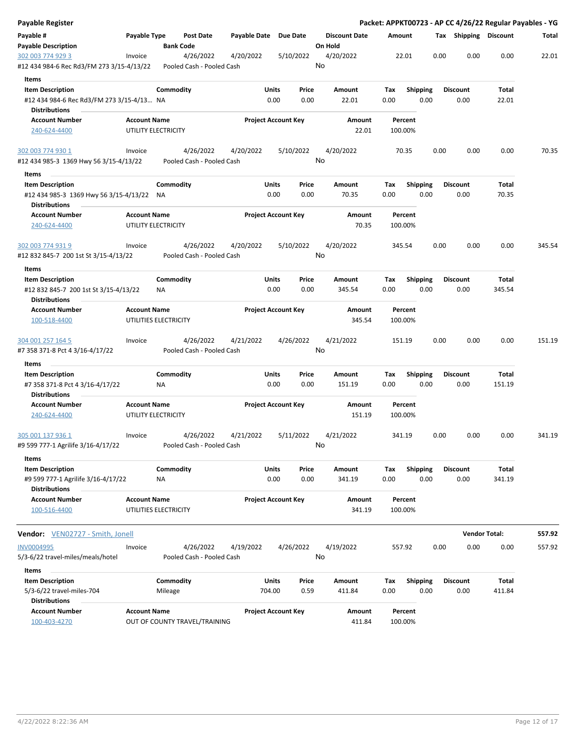**Payable Register** — **Packet: APPKT00723 - AP CC 4/26/22 Regular Payables - YG**

| Payable # / Payable Description | Payable Type | Post Date / Bank Code | Payable Date | Due Date | Discount Date / On Hold | Amount | Tax | Shipping | Discount | Total |
|---|---|---|---|---|---|---|---|---|---|---|
| 302 003 774 929 3 | Invoice | 4/26/2022 | 4/20/2022 | 5/10/2022 | 4/20/2022 | 22.01 | 0.00 | 0.00 | 0.00 | 22.01 |
| #12 434 984-6 Rec Rd3/FM 273 3/15-4/13/22 | | Pooled Cash - Pooled Cash | | | No | | | | | |

**Items**

| Item Description | Commodity | Units | Price | Amount | Tax | Shipping | Discount | Total |
|---|---|---|---|---|---|---|---|---|
| #12 434 984-6 Rec Rd3/FM 273 3/15-4/13... | NA | 0.00 | 0.00 | 22.01 | 0.00 | 0.00 | 0.00 | 22.01 |

**Distributions**

| Account Number | Account Name | Project Account Key | Amount | Percent |
|---|---|---|---|---|
| 240-624-4400 | UTILITY ELECTRICITY | | 22.01 | 100.00% |

| Payable # / Payable Description | Payable Type | Post Date / Bank Code | Payable Date | Due Date | Discount Date / On Hold | Amount | Tax | Shipping | Discount | Total |
|---|---|---|---|---|---|---|---|---|---|---|
| 302 003 774 930 1 | Invoice | 4/26/2022 | 4/20/2022 | 5/10/2022 | 4/20/2022 | 70.35 | 0.00 | 0.00 | 0.00 | 70.35 |
| #12 434 985-3 1369 Hwy 56 3/15-4/13/22 | | Pooled Cash - Pooled Cash | | | No | | | | | |

**Items**

| Item Description | Commodity | Units | Price | Amount | Tax | Shipping | Discount | Total |
|---|---|---|---|---|---|---|---|---|
| #12 434 985-3 1369 Hwy 56 3/15-4/13/22 | NA | 0.00 | 0.00 | 70.35 | 0.00 | 0.00 | 0.00 | 70.35 |

**Distributions**

| Account Number | Account Name | Project Account Key | Amount | Percent |
|---|---|---|---|---|
| 240-624-4400 | UTILITY ELECTRICITY | | 70.35 | 100.00% |

| Payable # / Payable Description | Payable Type | Post Date / Bank Code | Payable Date | Due Date | Discount Date / On Hold | Amount | Tax | Shipping | Discount | Total |
|---|---|---|---|---|---|---|---|---|---|---|
| 302 003 774 931 9 | Invoice | 4/26/2022 | 4/20/2022 | 5/10/2022 | 4/20/2022 | 345.54 | 0.00 | 0.00 | 0.00 | 345.54 |
| #12 832 845-7 200 1st St 3/15-4/13/22 | | Pooled Cash - Pooled Cash | | | No | | | | | |

**Items**

| Item Description | Commodity | Units | Price | Amount | Tax | Shipping | Discount | Total |
|---|---|---|---|---|---|---|---|---|
| #12 832 845-7 200 1st St 3/15-4/13/22 | NA | 0.00 | 0.00 | 345.54 | 0.00 | 0.00 | 0.00 | 345.54 |

**Distributions**

| Account Number | Account Name | Project Account Key | Amount | Percent |
|---|---|---|---|---|
| 100-518-4400 | UTILITIES ELECTRICITY | | 345.54 | 100.00% |

| Payable # / Payable Description | Payable Type | Post Date / Bank Code | Payable Date | Due Date | Discount Date / On Hold | Amount | Tax | Shipping | Discount | Total |
|---|---|---|---|---|---|---|---|---|---|---|
| 304 001 257 164 5 | Invoice | 4/26/2022 | 4/21/2022 | 4/26/2022 | 4/21/2022 | 151.19 | 0.00 | 0.00 | 0.00 | 151.19 |
| #7 358 371-8 Pct 4 3/16-4/17/22 | | Pooled Cash - Pooled Cash | | | No | | | | | |

**Items**

| Item Description | Commodity | Units | Price | Amount | Tax | Shipping | Discount | Total |
|---|---|---|---|---|---|---|---|---|
| #7 358 371-8 Pct 4 3/16-4/17/22 | NA | 0.00 | 0.00 | 151.19 | 0.00 | 0.00 | 0.00 | 151.19 |

**Distributions**

| Account Number | Account Name | Project Account Key | Amount | Percent |
|---|---|---|---|---|
| 240-624-4400 | UTILITY ELECTRICITY | | 151.19 | 100.00% |

| Payable # / Payable Description | Payable Type | Post Date / Bank Code | Payable Date | Due Date | Discount Date / On Hold | Amount | Tax | Shipping | Discount | Total |
|---|---|---|---|---|---|---|---|---|---|---|
| 305 001 137 936 1 | Invoice | 4/26/2022 | 4/21/2022 | 5/11/2022 | 4/21/2022 | 341.19 | 0.00 | 0.00 | 0.00 | 341.19 |
| #9 599 777-1 Agrilife 3/16-4/17/22 | | Pooled Cash - Pooled Cash | | | No | | | | | |

**Items**

| Item Description | Commodity | Units | Price | Amount | Tax | Shipping | Discount | Total |
|---|---|---|---|---|---|---|---|---|
| #9 599 777-1 Agrilife 3/16-4/17/22 | NA | 0.00 | 0.00 | 341.19 | 0.00 | 0.00 | 0.00 | 341.19 |

**Distributions**

| Account Number | Account Name | Project Account Key | Amount | Percent |
|---|---|---|---|---|
| 100-516-4400 | UTILITIES ELECTRICITY | | 341.19 | 100.00% |

**Vendor:** VEN02727 - Smith, Jonell — **Vendor Total: 557.92**

| Payable # / Payable Description | Payable Type | Post Date / Bank Code | Payable Date | Due Date | Discount Date / On Hold | Amount | Tax | Shipping | Discount | Total |
|---|---|---|---|---|---|---|---|---|---|---|
| INV0004995 | Invoice | 4/26/2022 | 4/19/2022 | 4/26/2022 | 4/19/2022 | 557.92 | 0.00 | 0.00 | 0.00 | 557.92 |
| 5/3-6/22 travel-miles/meals/hotel | | Pooled Cash - Pooled Cash | | | No | | | | | |

**Items**

| Item Description | Commodity | Units | Price | Amount | Tax | Shipping | Discount | Total |
|---|---|---|---|---|---|---|---|---|
| 5/3-6/22 travel-miles-704 | Mileage | 704.00 | 0.59 | 411.84 | 0.00 | 0.00 | 0.00 | 411.84 |

**Distributions**

| Account Number | Account Name | Project Account Key | Amount | Percent |
|---|---|---|---|---|
| 100-403-4270 | OUT OF COUNTY TRAVEL/TRAINING | | 411.84 | 100.00% |

4/22/2022 8:22:36 AM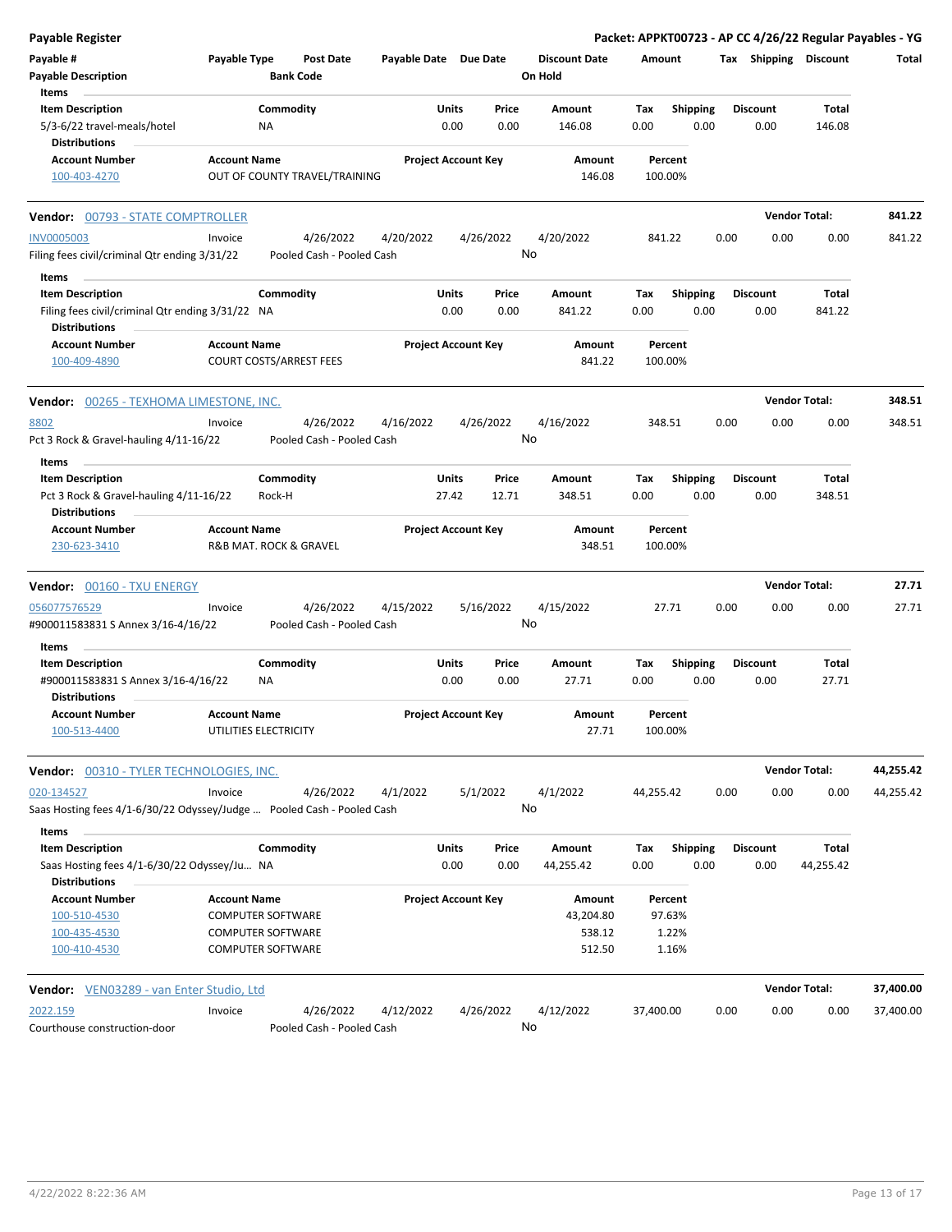## Payable Register

**Packet: APPKT00723 - AP CC 4/26/22 Regular Payables - YG**

| Payable # | Payable Type | Post Date | Payable Date | Due Date | Discount Date | Amount | Tax | Shipping | Discount | Total |
|---|---|---|---|---|---|---|---|---|---|---|
| Payable Description | | Bank Code | | | On Hold | | | | | |

**Items**

| Item Description | Commodity | Units | Price | Amount | Tax | Shipping | Discount | Total |
|---|---|---|---|---|---|---|---|---|
| 5/3-6/22 travel-meals/hotel | NA | 0.00 | 0.00 | 146.08 | 0.00 | 0.00 | 0.00 | 146.08 |

**Distributions**

| Account Number | Account Name | Project Account Key | Amount | Percent |
|---|---|---|---|---|
| 100-403-4270 | OUT OF COUNTY TRAVEL/TRAINING | | 146.08 | 100.00% |

---

### Vendor: 00793 - STATE COMPTROLLER — Vendor Total: 841.22

| Payable # | Payable Type | Post Date | Payable Date | Due Date | Discount Date | Amount | Tax | Shipping | Discount | Total |
|---|---|---|---|---|---|---|---|---|---|---|
| INV0005003 | Invoice | 4/26/2022 | 4/20/2022 | 4/26/2022 | 4/20/2022 | 841.22 | 0.00 | 0.00 | 0.00 | 841.22 |
| Filing fees civil/criminal Qtr ending 3/31/22 | | Pooled Cash - Pooled Cash | | | No | | | | | |

**Items**

| Item Description | Commodity | Units | Price | Amount | Tax | Shipping | Discount | Total |
|---|---|---|---|---|---|---|---|---|
| Filing fees civil/criminal Qtr ending 3/31/22 | NA | 0.00 | 0.00 | 841.22 | 0.00 | 0.00 | 0.00 | 841.22 |

**Distributions**

| Account Number | Account Name | Project Account Key | Amount | Percent |
|---|---|---|---|---|
| 100-409-4890 | COURT COSTS/ARREST FEES | | 841.22 | 100.00% |

---

### Vendor: 00265 - TEXHOMA LIMESTONE, INC. — Vendor Total: 348.51

| Payable # | Payable Type | Post Date | Payable Date | Due Date | Discount Date | Amount | Tax | Shipping | Discount | Total |
|---|---|---|---|---|---|---|---|---|---|---|
| 8802 | Invoice | 4/26/2022 | 4/16/2022 | 4/26/2022 | 4/16/2022 | 348.51 | 0.00 | 0.00 | 0.00 | 348.51 |
| Pct 3 Rock & Gravel-hauling 4/11-16/22 | | Pooled Cash - Pooled Cash | | | No | | | | | |

**Items**

| Item Description | Commodity | Units | Price | Amount | Tax | Shipping | Discount | Total |
|---|---|---|---|---|---|---|---|---|
| Pct 3 Rock & Gravel-hauling 4/11-16/22 | Rock-H | 27.42 | 12.71 | 348.51 | 0.00 | 0.00 | 0.00 | 348.51 |

**Distributions**

| Account Number | Account Name | Project Account Key | Amount | Percent |
|---|---|---|---|---|
| 230-623-3410 | R&B MAT. ROCK & GRAVEL | | 348.51 | 100.00% |

---

### Vendor: 00160 - TXU ENERGY — Vendor Total: 27.71

| Payable # | Payable Type | Post Date | Payable Date | Due Date | Discount Date | Amount | Tax | Shipping | Discount | Total |
|---|---|---|---|---|---|---|---|---|---|---|
| 056077576529 | Invoice | 4/26/2022 | 4/15/2022 | 5/16/2022 | 4/15/2022 | 27.71 | 0.00 | 0.00 | 0.00 | 27.71 |
| #900011583831 S Annex 3/16-4/16/22 | | Pooled Cash - Pooled Cash | | | No | | | | | |

**Items**

| Item Description | Commodity | Units | Price | Amount | Tax | Shipping | Discount | Total |
|---|---|---|---|---|---|---|---|---|
| #900011583831 S Annex 3/16-4/16/22 | NA | 0.00 | 0.00 | 27.71 | 0.00 | 0.00 | 0.00 | 27.71 |

**Distributions**

| Account Number | Account Name | Project Account Key | Amount | Percent |
|---|---|---|---|---|
| 100-513-4400 | UTILITIES ELECTRICITY | | 27.71 | 100.00% |

---

### Vendor: 00310 - TYLER TECHNOLOGIES, INC. — Vendor Total: 44,255.42

| Payable # | Payable Type | Post Date | Payable Date | Due Date | Discount Date | Amount | Tax | Shipping | Discount | Total |
|---|---|---|---|---|---|---|---|---|---|---|
| 020-134527 | Invoice | 4/26/2022 | 4/1/2022 | 5/1/2022 | 4/1/2022 | 44,255.42 | 0.00 | 0.00 | 0.00 | 44,255.42 |
| Saas Hosting fees 4/1-6/30/22 Odyssey/Judge ... | | Pooled Cash - Pooled Cash | | | No | | | | | |

**Items**

| Item Description | Commodity | Units | Price | Amount | Tax | Shipping | Discount | Total |
|---|---|---|---|---|---|---|---|---|
| Saas Hosting fees 4/1-6/30/22 Odyssey/Ju... | NA | 0.00 | 0.00 | 44,255.42 | 0.00 | 0.00 | 0.00 | 44,255.42 |

**Distributions**

| Account Number | Account Name | Project Account Key | Amount | Percent |
|---|---|---|---|---|
| 100-510-4530 | COMPUTER SOFTWARE | | 43,204.80 | 97.63% |
| 100-435-4530 | COMPUTER SOFTWARE | | 538.12 | 1.22% |
| 100-410-4530 | COMPUTER SOFTWARE | | 512.50 | 1.16% |

---

### Vendor: VEN03289 - van Enter Studio, Ltd — Vendor Total: 37,400.00

| Payable # | Payable Type | Post Date | Payable Date | Due Date | Discount Date | Amount | Tax | Shipping | Discount | Total |
|---|---|---|---|---|---|---|---|---|---|---|
| 2022.159 | Invoice | 4/26/2022 | 4/12/2022 | 4/26/2022 | 4/12/2022 | 37,400.00 | 0.00 | 0.00 | 0.00 | 37,400.00 |
| Courthouse construction-door | | Pooled Cash - Pooled Cash | | | No | | | | | |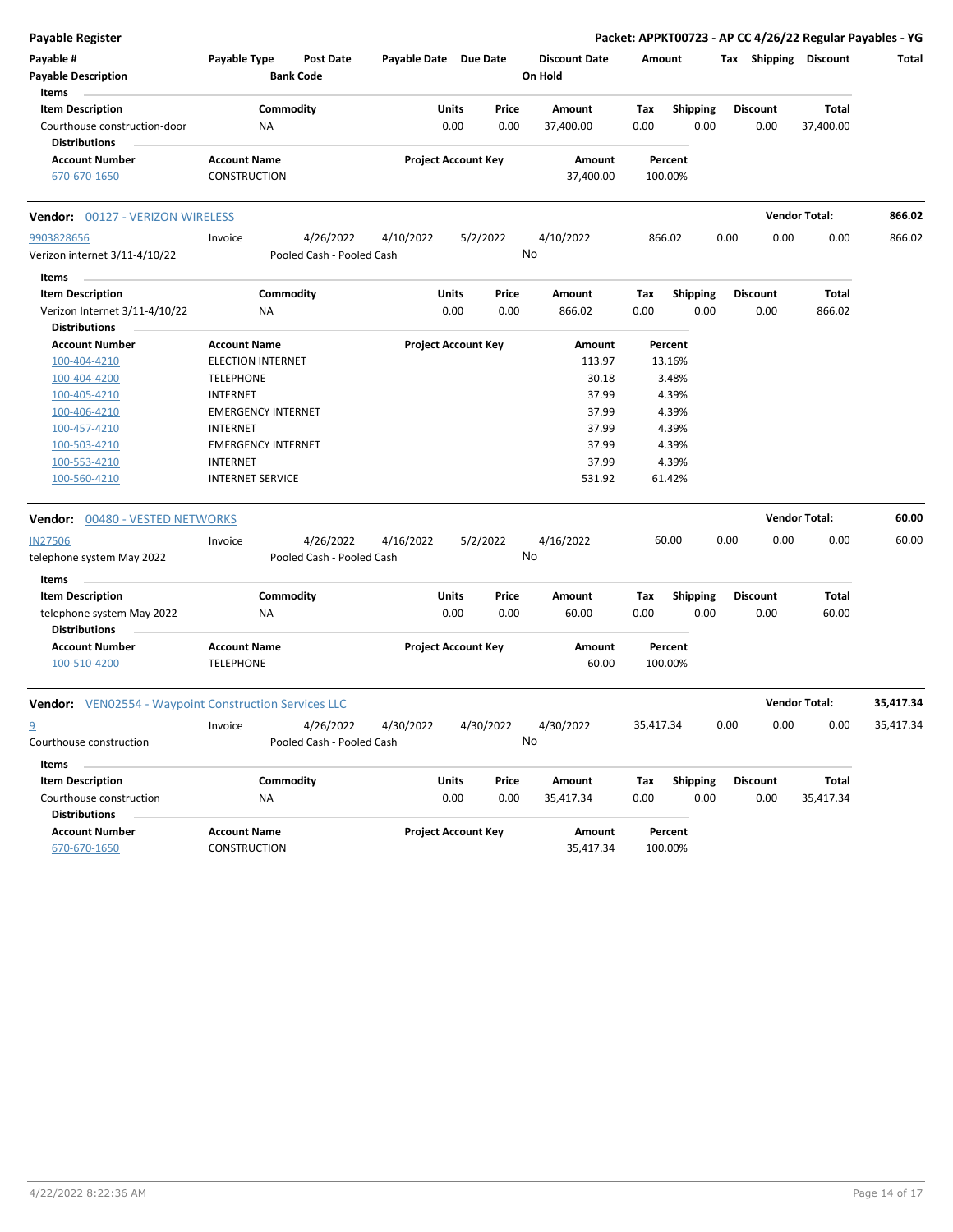**Payable Register** | **Packet: APPKT00723 - AP CC 4/26/22 Regular Payables - YG**

| Payable # | Payable Type | Post Date | Payable Date | Due Date | Discount Date | Amount | Tax | Shipping | Discount | Total |
|---|---|---|---|---|---|---|---|---|---|---|
| Payable Description | | Bank Code | | | On Hold | | | | | |

**Items**

| Item Description | Commodity | Units | Price | Amount | Tax | Shipping | Discount | Total |
|---|---|---|---|---|---|---|---|---|
| Courthouse construction-door | NA | 0.00 | 0.00 | 37,400.00 | 0.00 | 0.00 | 0.00 | 37,400.00 |

**Distributions**

| Account Number | Account Name | Project Account Key | Amount | Percent |
|---|---|---|---|---|
| 670-670-1650 | CONSTRUCTION | | 37,400.00 | 100.00% |

---

**Vendor: 00127 - VERIZON WIRELESS** — **Vendor Total: 866.02**

| Payable # | Payable Type | Post Date | Payable Date | Due Date | Discount Date | Amount | Tax | Shipping | Discount | Total |
|---|---|---|---|---|---|---|---|---|---|---|
| 9903828656 | Invoice | 4/26/2022 | 4/10/2022 | 5/2/2022 | 4/10/2022 | 866.02 | 0.00 | 0.00 | 0.00 | 866.02 |
| Verizon internet 3/11-4/10/22 | | Pooled Cash - Pooled Cash | | | No | | | | | |

**Items**

| Item Description | Commodity | Units | Price | Amount | Tax | Shipping | Discount | Total |
|---|---|---|---|---|---|---|---|---|
| Verizon Internet 3/11-4/10/22 | NA | 0.00 | 0.00 | 866.02 | 0.00 | 0.00 | 0.00 | 866.02 |

**Distributions**

| Account Number | Account Name | Project Account Key | Amount | Percent |
|---|---|---|---|---|
| 100-404-4210 | ELECTION INTERNET | | 113.97 | 13.16% |
| 100-404-4200 | TELEPHONE | | 30.18 | 3.48% |
| 100-405-4210 | INTERNET | | 37.99 | 4.39% |
| 100-406-4210 | EMERGENCY INTERNET | | 37.99 | 4.39% |
| 100-457-4210 | INTERNET | | 37.99 | 4.39% |
| 100-503-4210 | EMERGENCY INTERNET | | 37.99 | 4.39% |
| 100-553-4210 | INTERNET | | 37.99 | 4.39% |
| 100-560-4210 | INTERNET SERVICE | | 531.92 | 61.42% |

---

**Vendor: 00480 - VESTED NETWORKS** — **Vendor Total: 60.00**

| Payable # | Payable Type | Post Date | Payable Date | Due Date | Discount Date | Amount | Tax | Shipping | Discount | Total |
|---|---|---|---|---|---|---|---|---|---|---|
| IN27506 | Invoice | 4/26/2022 | 4/16/2022 | 5/2/2022 | 4/16/2022 | 60.00 | 0.00 | 0.00 | 0.00 | 60.00 |
| telephone system May 2022 | | Pooled Cash - Pooled Cash | | | No | | | | | |

**Items**

| Item Description | Commodity | Units | Price | Amount | Tax | Shipping | Discount | Total |
|---|---|---|---|---|---|---|---|---|
| telephone system May 2022 | NA | 0.00 | 0.00 | 60.00 | 0.00 | 0.00 | 0.00 | 60.00 |

**Distributions**

| Account Number | Account Name | Project Account Key | Amount | Percent |
|---|---|---|---|---|
| 100-510-4200 | TELEPHONE | | 60.00 | 100.00% |

---

**Vendor: VEN02554 - Waypoint Construction Services LLC** — **Vendor Total: 35,417.34**

| Payable # | Payable Type | Post Date | Payable Date | Due Date | Discount Date | Amount | Tax | Shipping | Discount | Total |
|---|---|---|---|---|---|---|---|---|---|---|
| 9 | Invoice | 4/26/2022 | 4/30/2022 | 4/30/2022 | 4/30/2022 | 35,417.34 | 0.00 | 0.00 | 0.00 | 35,417.34 |
| Courthouse construction | | Pooled Cash - Pooled Cash | | | No | | | | | |

**Items**

| Item Description | Commodity | Units | Price | Amount | Tax | Shipping | Discount | Total |
|---|---|---|---|---|---|---|---|---|
| Courthouse construction | NA | 0.00 | 0.00 | 35,417.34 | 0.00 | 0.00 | 0.00 | 35,417.34 |

**Distributions**

| Account Number | Account Name | Project Account Key | Amount | Percent |
|---|---|---|---|---|
| 670-670-1650 | CONSTRUCTION | | 35,417.34 | 100.00% |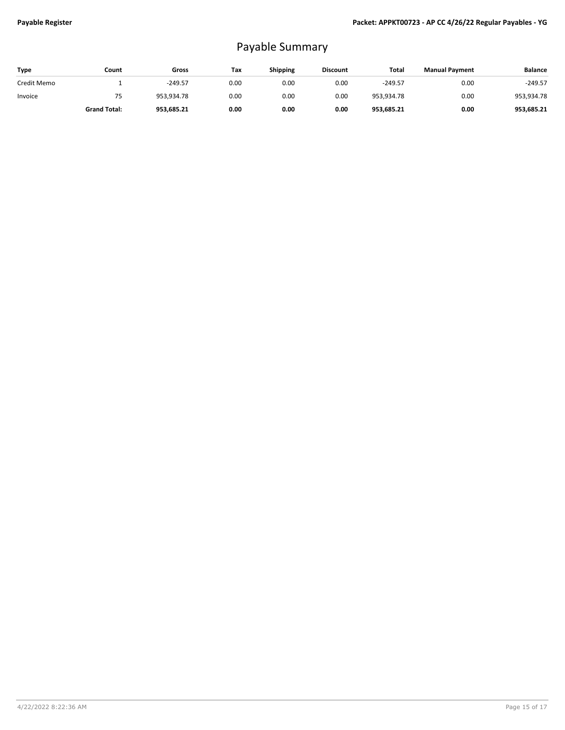# Payable Summary

| Type | Count | Gross | Tax | Shipping | Discount | Total | Manual Payment | Balance |
|---|---|---|---|---|---|---|---|---|
| Credit Memo | 1 | -249.57 | 0.00 | 0.00 | 0.00 | -249.57 | 0.00 | -249.57 |
| Invoice | 75 | 953,934.78 | 0.00 | 0.00 | 0.00 | 953,934.78 | 0.00 | 953,934.78 |
| | **Grand Total:** | **953,685.21** | **0.00** | **0.00** | **0.00** | **953,685.21** | **0.00** | **953,685.21** |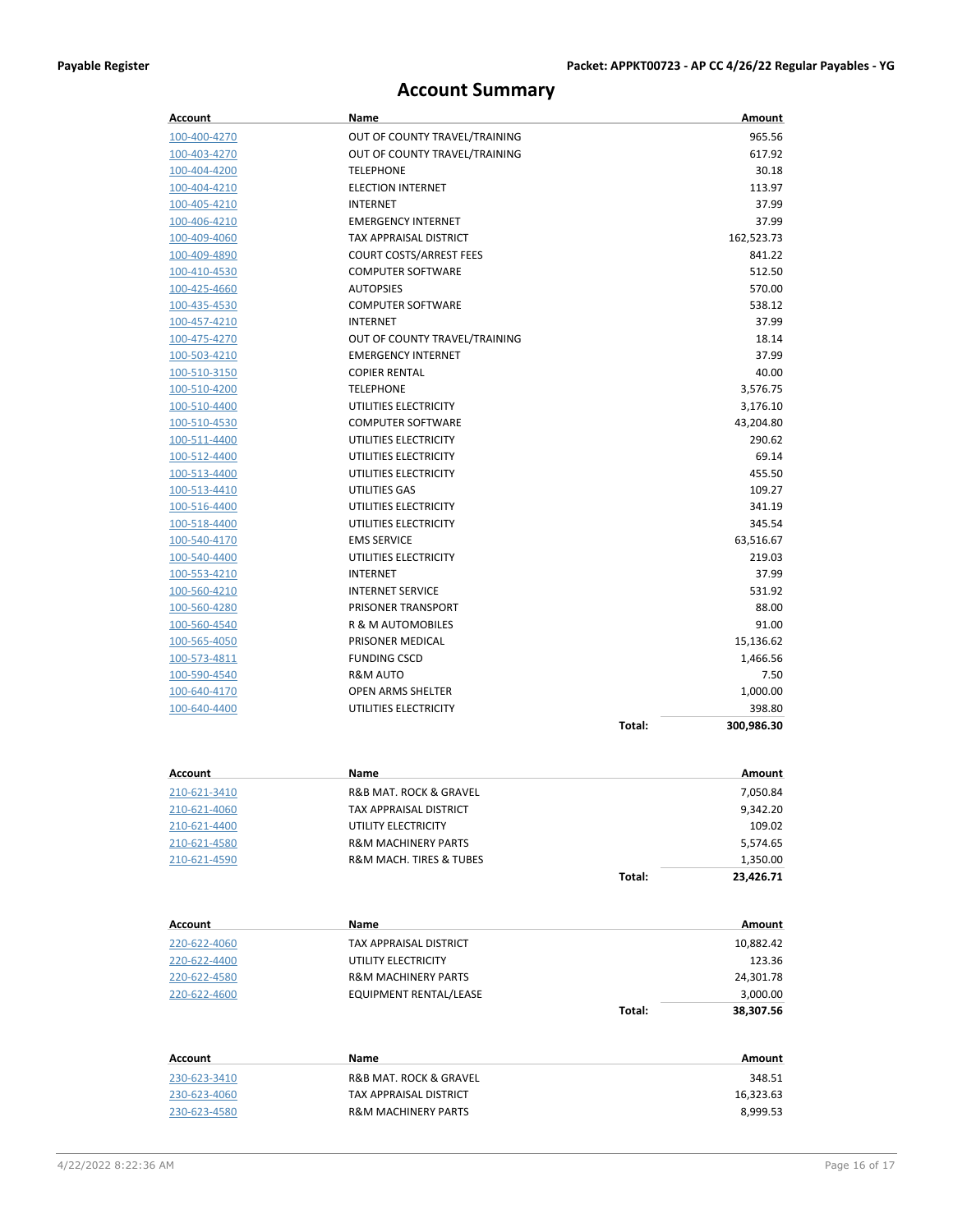# Account Summary

| Account | Name | | Amount |
|---|---|---|---|
| 100-400-4270 | OUT OF COUNTY TRAVEL/TRAINING | | 965.56 |
| 100-403-4270 | OUT OF COUNTY TRAVEL/TRAINING | | 617.92 |
| 100-404-4200 | TELEPHONE | | 30.18 |
| 100-404-4210 | ELECTION INTERNET | | 113.97 |
| 100-405-4210 | INTERNET | | 37.99 |
| 100-406-4210 | EMERGENCY INTERNET | | 37.99 |
| 100-409-4060 | TAX APPRAISAL DISTRICT | | 162,523.73 |
| 100-409-4890 | COURT COSTS/ARREST FEES | | 841.22 |
| 100-410-4530 | COMPUTER SOFTWARE | | 512.50 |
| 100-425-4660 | AUTOPSIES | | 570.00 |
| 100-435-4530 | COMPUTER SOFTWARE | | 538.12 |
| 100-457-4210 | INTERNET | | 37.99 |
| 100-475-4270 | OUT OF COUNTY TRAVEL/TRAINING | | 18.14 |
| 100-503-4210 | EMERGENCY INTERNET | | 37.99 |
| 100-510-3150 | COPIER RENTAL | | 40.00 |
| 100-510-4200 | TELEPHONE | | 3,576.75 |
| 100-510-4400 | UTILITIES ELECTRICITY | | 3,176.10 |
| 100-510-4530 | COMPUTER SOFTWARE | | 43,204.80 |
| 100-511-4400 | UTILITIES ELECTRICITY | | 290.62 |
| 100-512-4400 | UTILITIES ELECTRICITY | | 69.14 |
| 100-513-4400 | UTILITIES ELECTRICITY | | 455.50 |
| 100-513-4410 | UTILITIES GAS | | 109.27 |
| 100-516-4400 | UTILITIES ELECTRICITY | | 341.19 |
| 100-518-4400 | UTILITIES ELECTRICITY | | 345.54 |
| 100-540-4170 | EMS SERVICE | | 63,516.67 |
| 100-540-4400 | UTILITIES ELECTRICITY | | 219.03 |
| 100-553-4210 | INTERNET | | 37.99 |
| 100-560-4210 | INTERNET SERVICE | | 531.92 |
| 100-560-4280 | PRISONER TRANSPORT | | 88.00 |
| 100-560-4540 | R & M AUTOMOBILES | | 91.00 |
| 100-565-4050 | PRISONER MEDICAL | | 15,136.62 |
| 100-573-4811 | FUNDING CSCD | | 1,466.56 |
| 100-590-4540 | R&M AUTO | | 7.50 |
| 100-640-4170 | OPEN ARMS SHELTER | | 1,000.00 |
| 100-640-4400 | UTILITIES ELECTRICITY | | 398.80 |
| | | **Total:** | **300,986.30** |

| Account | Name | | Amount |
|---|---|---|---|
| 210-621-3410 | R&B MAT. ROCK & GRAVEL | | 7,050.84 |
| 210-621-4060 | TAX APPRAISAL DISTRICT | | 9,342.20 |
| 210-621-4400 | UTILITY ELECTRICITY | | 109.02 |
| 210-621-4580 | R&M MACHINERY PARTS | | 5,574.65 |
| 210-621-4590 | R&M MACH. TIRES & TUBES | | 1,350.00 |
| | | **Total:** | **23,426.71** |

| Account | Name | | Amount |
|---|---|---|---|
| 220-622-4060 | TAX APPRAISAL DISTRICT | | 10,882.42 |
| 220-622-4400 | UTILITY ELECTRICITY | | 123.36 |
| 220-622-4580 | R&M MACHINERY PARTS | | 24,301.78 |
| 220-622-4600 | EQUIPMENT RENTAL/LEASE | | 3,000.00 |
| | | **Total:** | **38,307.56** |

| Account | Name | Amount |
|---|---|---|
| 230-623-3410 | R&B MAT. ROCK & GRAVEL | 348.51 |
| 230-623-4060 | TAX APPRAISAL DISTRICT | 16,323.63 |
| 230-623-4580 | R&M MACHINERY PARTS | 8,999.53 |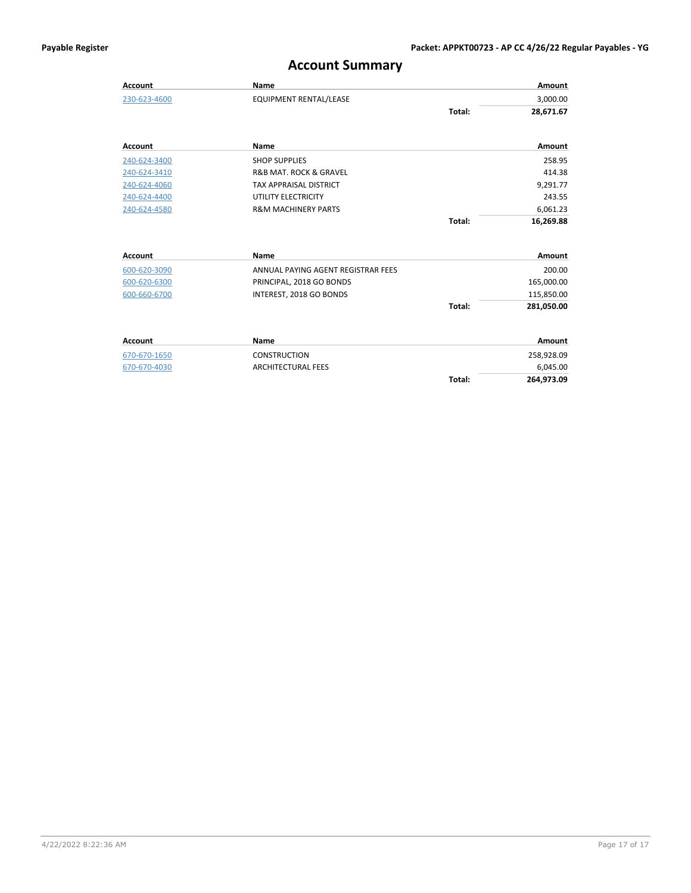# Account Summary

| Account | Name | | Amount |
|---|---|---|---|
| 230-623-4600 | EQUIPMENT RENTAL/LEASE | | 3,000.00 |
| | | **Total:** | **28,671.67** |

| Account | Name | | Amount |
|---|---|---|---|
| 240-624-3400 | SHOP SUPPLIES | | 258.95 |
| 240-624-3410 | R&B MAT. ROCK & GRAVEL | | 414.38 |
| 240-624-4060 | TAX APPRAISAL DISTRICT | | 9,291.77 |
| 240-624-4400 | UTILITY ELECTRICITY | | 243.55 |
| 240-624-4580 | R&M MACHINERY PARTS | | 6,061.23 |
| | | **Total:** | **16,269.88** |

| Account | Name | | Amount |
|---|---|---|---|
| 600-620-3090 | ANNUAL PAYING AGENT REGISTRAR FEES | | 200.00 |
| 600-620-6300 | PRINCIPAL, 2018 GO BONDS | | 165,000.00 |
| 600-660-6700 | INTEREST, 2018 GO BONDS | | 115,850.00 |
| | | **Total:** | **281,050.00** |

| Account | Name | | Amount |
|---|---|---|---|
| 670-670-1650 | CONSTRUCTION | | 258,928.09 |
| 670-670-4030 | ARCHITECTURAL FEES | | 6,045.00 |
| | | **Total:** | **264,973.09** |